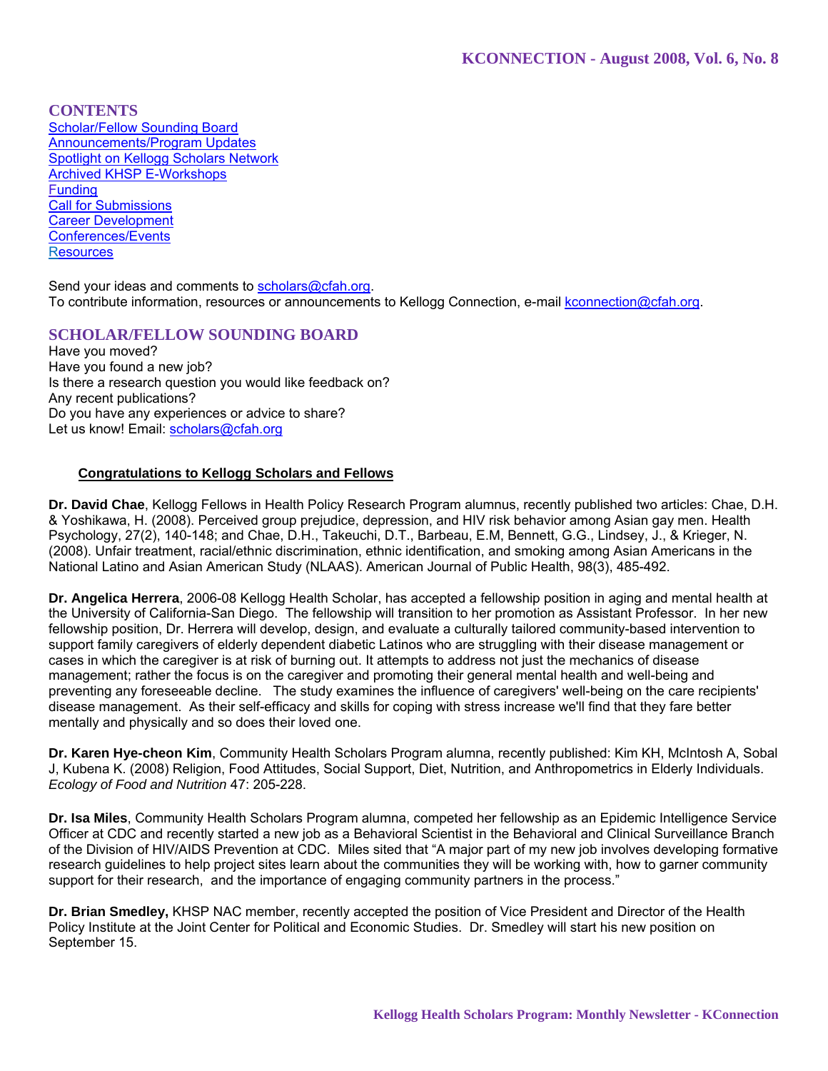## CONTENTS

- [Scholar/Fellow Sounding Board]
- [Announcements/Program Updates]
- [Spotlight on Kellogg Scholars Network]
- [Archived KHSP E-Workshops]
- [Funding]
- [Call for Submissions]
- [Career Development]
- [Conferences/Events]
- [Resources]

Send your ideas and comments to scholars@cfah.org.
To contribute information, resources or announcements to Kellogg Connection, e-mail kconnection@cfah.org.

## SCHOLAR/FELLOW SOUNDING BOARD

Have you moved?
Have you found a new job?
Is there a research question you would like feedback on?
Any recent publications?
Do you have any experiences or advice to share?
Let us know! Email: scholars@cfah.org

### Congratulations to Kellogg Scholars and Fellows

**Dr. David Chae**, Kellogg Fellows in Health Policy Research Program alumnus, recently published two articles: Chae, D.H. & Yoshikawa, H. (2008). Perceived group prejudice, depression, and HIV risk behavior among Asian gay men. Health Psychology, 27(2), 140-148; and Chae, D.H., Takeuchi, D.T., Barbeau, E.M, Bennett, G.G., Lindsey, J., & Krieger, N. (2008). Unfair treatment, racial/ethnic discrimination, ethnic identification, and smoking among Asian Americans in the National Latino and Asian American Study (NLAAS). American Journal of Public Health, 98(3), 485-492.

**Dr. Angelica Herrera**, 2006-08 Kellogg Health Scholar, has accepted a fellowship position in aging and mental health at the University of California-San Diego. The fellowship will transition to her promotion as Assistant Professor. In her new fellowship position, Dr. Herrera will develop, design, and evaluate a culturally tailored community-based intervention to support family caregivers of elderly dependent diabetic Latinos who are struggling with their disease management or cases in which the caregiver is at risk of burning out. It attempts to address not just the mechanics of disease management; rather the focus is on the caregiver and promoting their general mental health and well-being and preventing any foreseeable decline. The study examines the influence of caregivers' well-being on the care recipients' disease management. As their self-efficacy and skills for coping with stress increase we'll find that they fare better mentally and physically and so does their loved one.

**Dr. Karen Hye-cheon Kim**, Community Health Scholars Program alumna, recently published: Kim KH, McIntosh A, Sobal J, Kubena K. (2008) Religion, Food Attitudes, Social Support, Diet, Nutrition, and Anthropometrics in Elderly Individuals. *Ecology of Food and Nutrition* 47: 205-228.

**Dr. Isa Miles**, Community Health Scholars Program alumna, competed her fellowship as an Epidemic Intelligence Service Officer at CDC and recently started a new job as a Behavioral Scientist in the Behavioral and Clinical Surveillance Branch of the Division of HIV/AIDS Prevention at CDC. Miles sited that "A major part of my new job involves developing formative research guidelines to help project sites learn about the communities they will be working with, how to garner community support for their research, and the importance of engaging community partners in the process."

**Dr. Brian Smedley,** KHSP NAC member, recently accepted the position of Vice President and Director of the Health Policy Institute at the Joint Center for Political and Economic Studies. Dr. Smedley will start his new position on September 15.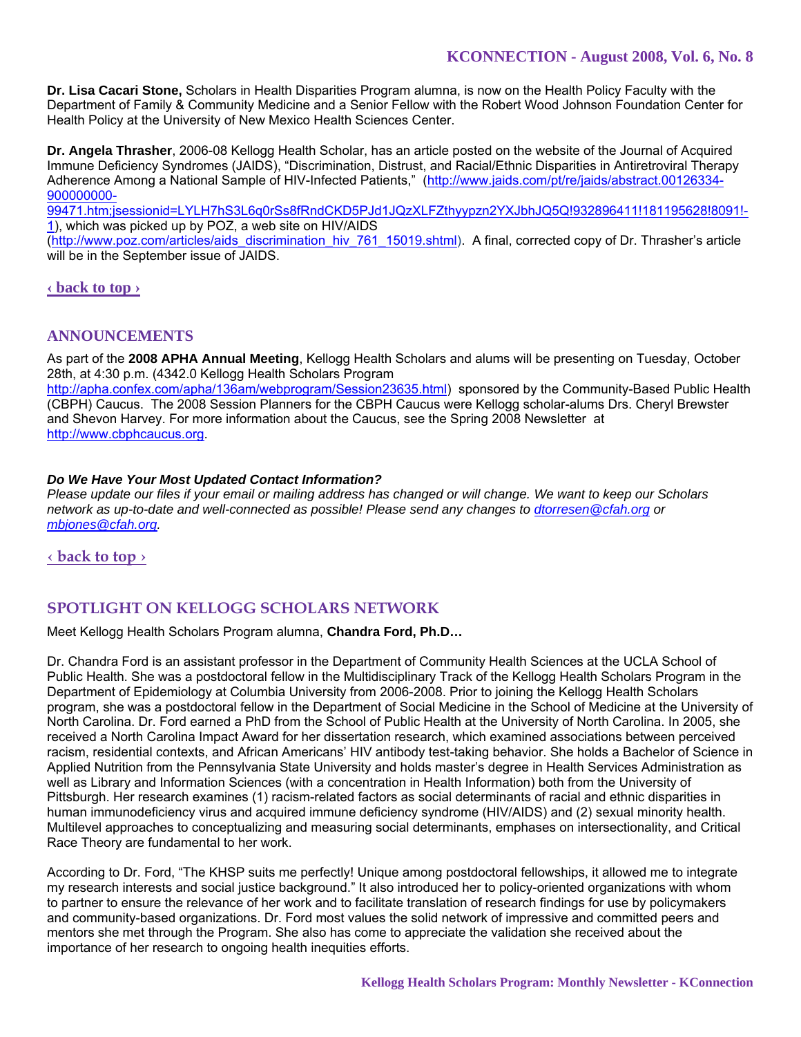**Dr. Lisa Cacari Stone,** Scholars in Health Disparities Program alumna, is now on the Health Policy Faculty with the Department of Family & Community Medicine and a Senior Fellow with the Robert Wood Johnson Foundation Center for Health Policy at the University of New Mexico Health Sciences Center.

**Dr. Angela Thrasher**, 2006-08 Kellogg Health Scholar, has an article posted on the website of the Journal of Acquired Immune Deficiency Syndromes (JAIDS), "Discrimination, Distrust, and Racial/Ethnic Disparities in Antiretroviral Therapy Adherence Among a National Sample of HIV-Infected Patients," (http://www.jaids.com/pt/re/jaids/abstract.00126334-900000000-99471.htm;jsessionid=LYLH7hS3L6q0rSs8fRndCKD5PJd1JQzXLFZthyypzn2YXJbhJQ5Q!932896411!181195628!8091!-1), which was picked up by POZ, a web site on HIV/AIDS (http://www.poz.com/articles/aids_discrimination_hiv_761_15019.shtml). A final, corrected copy of Dr. Thrasher's article will be in the September issue of JAIDS.

‹ back to top ›

## ANNOUNCEMENTS

As part of the **2008 APHA Annual Meeting**, Kellogg Health Scholars and alums will be presenting on Tuesday, October 28th, at 4:30 p.m. (4342.0 Kellogg Health Scholars Program http://apha.confex.com/apha/136am/webprogram/Session23635.html) sponsored by the Community-Based Public Health (CBPH) Caucus. The 2008 Session Planners for the CBPH Caucus were Kellogg scholar-alums Drs. Cheryl Brewster and Shevon Harvey. For more information about the Caucus, see the Spring 2008 Newsletter at http://www.cbphcaucus.org.

***Do We Have Your Most Updated Contact Information?***
*Please update our files if your email or mailing address has changed or will change. We want to keep our Scholars network as up-to-date and well-connected as possible! Please send any changes to dtorresen@cfah.org or mbjones@cfah.org.*

‹ back to top ›

## SPOTLIGHT ON KELLOGG SCHOLARS NETWORK

Meet Kellogg Health Scholars Program alumna, **Chandra Ford, Ph.D…**

Dr. Chandra Ford is an assistant professor in the Department of Community Health Sciences at the UCLA School of Public Health. She was a postdoctoral fellow in the Multidisciplinary Track of the Kellogg Health Scholars Program in the Department of Epidemiology at Columbia University from 2006-2008. Prior to joining the Kellogg Health Scholars program, she was a postdoctoral fellow in the Department of Social Medicine in the School of Medicine at the University of North Carolina. Dr. Ford earned a PhD from the School of Public Health at the University of North Carolina. In 2005, she received a North Carolina Impact Award for her dissertation research, which examined associations between perceived racism, residential contexts, and African Americans' HIV antibody test-taking behavior. She holds a Bachelor of Science in Applied Nutrition from the Pennsylvania State University and holds master's degree in Health Services Administration as well as Library and Information Sciences (with a concentration in Health Information) both from the University of Pittsburgh. Her research examines (1) racism-related factors as social determinants of racial and ethnic disparities in human immunodeficiency virus and acquired immune deficiency syndrome (HIV/AIDS) and (2) sexual minority health. Multilevel approaches to conceptualizing and measuring social determinants, emphases on intersectionality, and Critical Race Theory are fundamental to her work.

According to Dr. Ford, "The KHSP suits me perfectly! Unique among postdoctoral fellowships, it allowed me to integrate my research interests and social justice background." It also introduced her to policy-oriented organizations with whom to partner to ensure the relevance of her work and to facilitate translation of research findings for use by policymakers and community-based organizations. Dr. Ford most values the solid network of impressive and committed peers and mentors she met through the Program. She also has come to appreciate the validation she received about the importance of her research to ongoing health inequities efforts.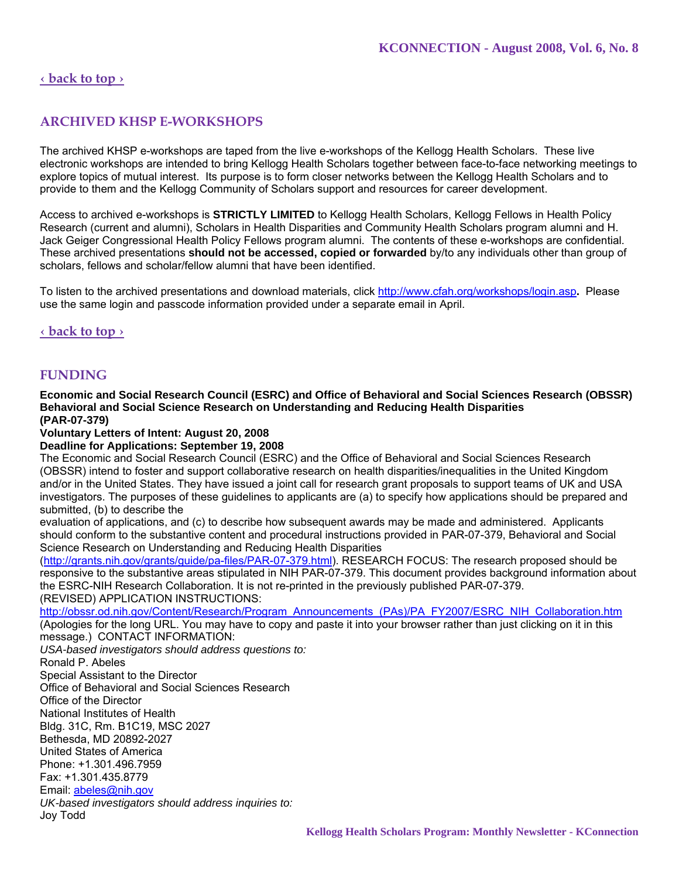[‹ back to top ›](#)

## ARCHIVED KHSP E-WORKSHOPS

The archived KHSP e-workshops are taped from the live e-workshops of the Kellogg Health Scholars. These live electronic workshops are intended to bring Kellogg Health Scholars together between face-to-face networking meetings to explore topics of mutual interest. Its purpose is to form closer networks between the Kellogg Health Scholars and to provide to them and the Kellogg Community of Scholars support and resources for career development.

Access to archived e-workshops is **STRICTLY LIMITED** to Kellogg Health Scholars, Kellogg Fellows in Health Policy Research (current and alumni), Scholars in Health Disparities and Community Health Scholars program alumni and H. Jack Geiger Congressional Health Policy Fellows program alumni. The contents of these e-workshops are confidential. These archived presentations **should not be accessed, copied or forwarded** by/to any individuals other than group of scholars, fellows and scholar/fellow alumni that have been identified.

To listen to the archived presentations and download materials, click http://www.cfah.org/workshops/login.asp**.** Please use the same login and passcode information provided under a separate email in April.

[‹ back to top ›](#)

## FUNDING

**Economic and Social Research Council (ESRC) and Office of Behavioral and Social Sciences Research (OBSSR) Behavioral and Social Science Research on Understanding and Reducing Health Disparities (PAR-07-379)**
**Voluntary Letters of Intent: August 20, 2008**
**Deadline for Applications: September 19, 2008**
The Economic and Social Research Council (ESRC) and the Office of Behavioral and Social Sciences Research (OBSSR) intend to foster and support collaborative research on health disparities/inequalities in the United Kingdom and/or in the United States. They have issued a joint call for research grant proposals to support teams of UK and USA investigators. The purposes of these guidelines to applicants are (a) to specify how applications should be prepared and submitted, (b) to describe the
evaluation of applications, and (c) to describe how subsequent awards may be made and administered. Applicants should conform to the substantive content and procedural instructions provided in PAR-07-379, Behavioral and Social Science Research on Understanding and Reducing Health Disparities
(http://grants.nih.gov/grants/guide/pa-files/PAR-07-379.html). RESEARCH FOCUS: The research proposed should be responsive to the substantive areas stipulated in NIH PAR-07-379. This document provides background information about the ESRC-NIH Research Collaboration. It is not re-printed in the previously published PAR-07-379.
(REVISED) APPLICATION INSTRUCTIONS:
http://obssr.od.nih.gov/Content/Research/Program_Announcements_(PAs)/PA_FY2007/ESRC_NIH_Collaboration.htm
(Apologies for the long URL. You may have to copy and paste it into your browser rather than just clicking on it in this message.) CONTACT INFORMATION:
*USA-based investigators should address questions to:*
Ronald P. Abeles
Special Assistant to the Director
Office of Behavioral and Social Sciences Research
Office of the Director
National Institutes of Health
Bldg. 31C, Rm. B1C19, MSC 2027
Bethesda, MD 20892-2027
United States of America
Phone: +1.301.496.7959
Fax: +1.301.435.8779
Email: abeles@nih.gov
*UK-based investigators should address inquiries to:*
Joy Todd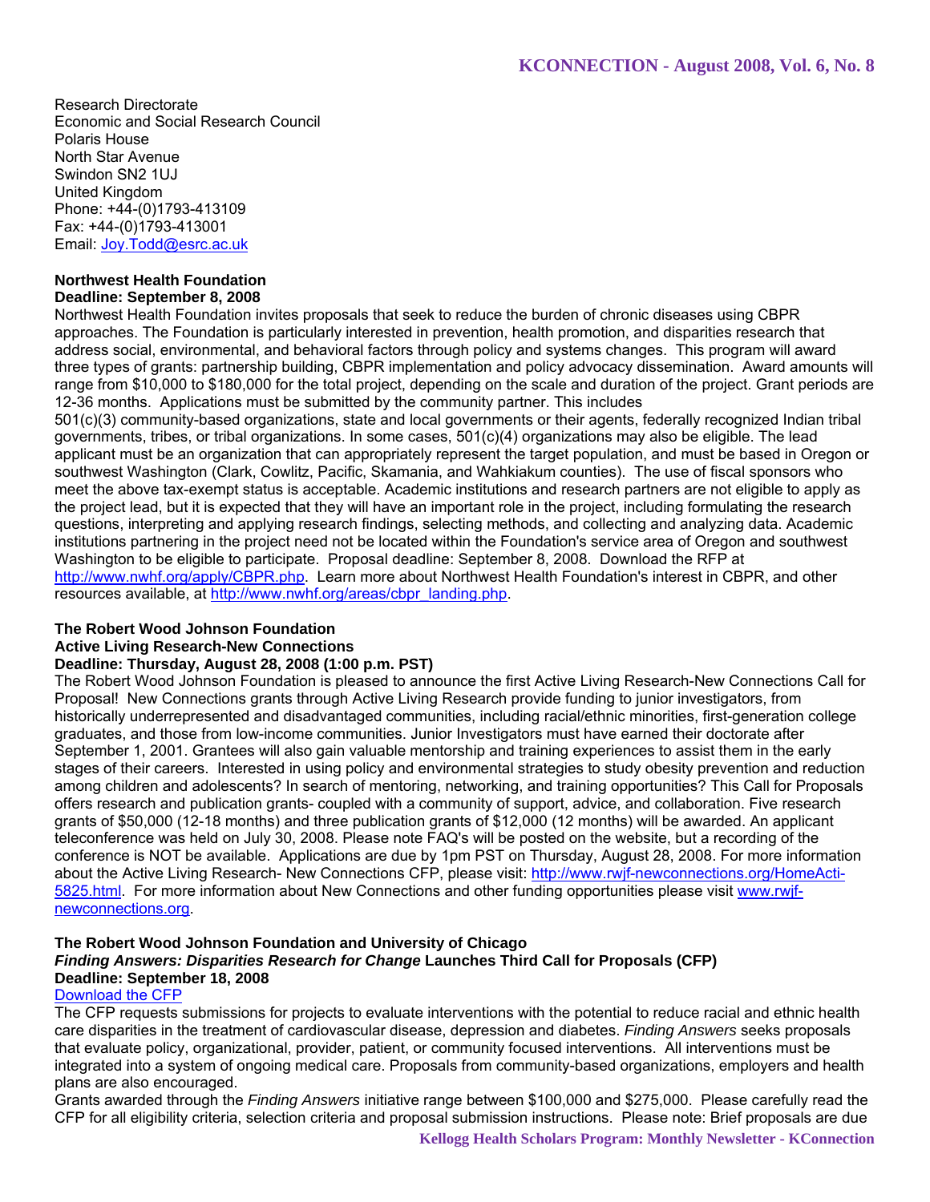Research Directorate
Economic and Social Research Council
Polaris House
North Star Avenue
Swindon SN2 1UJ
United Kingdom
Phone: +44-(0)1793-413109
Fax: +44-(0)1793-413001
Email: [Joy.Todd@esrc.ac.uk](mailto:Joy.Todd@esrc.ac.uk)

**Northwest Health Foundation**
**Deadline: September 8, 2008**

Northwest Health Foundation invites proposals that seek to reduce the burden of chronic diseases using CBPR approaches. The Foundation is particularly interested in prevention, health promotion, and disparities research that address social, environmental, and behavioral factors through policy and systems changes. This program will award three types of grants: partnership building, CBPR implementation and policy advocacy dissemination. Award amounts will range from $10,000 to $180,000 for the total project, depending on the scale and duration of the project. Grant periods are 12-36 months. Applications must be submitted by the community partner. This includes 501(c)(3) community-based organizations, state and local governments or their agents, federally recognized Indian tribal governments, tribes, or tribal organizations. In some cases, 501(c)(4) organizations may also be eligible. The lead applicant must be an organization that can appropriately represent the target population, and must be based in Oregon or southwest Washington (Clark, Cowlitz, Pacific, Skamania, and Wahkiakum counties). The use of fiscal sponsors who meet the above tax-exempt status is acceptable. Academic institutions and research partners are not eligible to apply as the project lead, but it is expected that they will have an important role in the project, including formulating the research questions, interpreting and applying research findings, selecting methods, and collecting and analyzing data. Academic institutions partnering in the project need not be located within the Foundation's service area of Oregon and southwest Washington to be eligible to participate. Proposal deadline: September 8, 2008. Download the RFP at [http://www.nwhf.org/apply/CBPR.php](http://www.nwhf.org/apply/CBPR.php). Learn more about Northwest Health Foundation's interest in CBPR, and other resources available, at [http://www.nwhf.org/areas/cbpr_landing.php](http://www.nwhf.org/areas/cbpr_landing.php).

**The Robert Wood Johnson Foundation**
**Active Living Research-New Connections**
**Deadline: Thursday, August 28, 2008 (1:00 p.m. PST)**

The Robert Wood Johnson Foundation is pleased to announce the first Active Living Research-New Connections Call for Proposal! New Connections grants through Active Living Research provide funding to junior investigators, from historically underrepresented and disadvantaged communities, including racial/ethnic minorities, first-generation college graduates, and those from low-income communities. Junior Investigators must have earned their doctorate after September 1, 2001. Grantees will also gain valuable mentorship and training experiences to assist them in the early stages of their careers. Interested in using policy and environmental strategies to study obesity prevention and reduction among children and adolescents? In search of mentoring, networking, and training opportunities? This Call for Proposals offers research and publication grants- coupled with a community of support, advice, and collaboration. Five research grants of $50,000 (12-18 months) and three publication grants of $12,000 (12 months) will be awarded. An applicant teleconference was held on July 30, 2008. Please note FAQ's will be posted on the website, but a recording of the conference is NOT be available. Applications are due by 1pm PST on Thursday, August 28, 2008. For more information about the Active Living Research- New Connections CFP, please visit: [http://www.rwjf-newconnections.org/HomeActi-5825.html](http://www.rwjf-newconnections.org/HomeActi-5825.html). For more information about New Connections and other funding opportunities please visit [www.rwjf-newconnections.org](http://www.rwjf-newconnections.org).

**The Robert Wood Johnson Foundation and University of Chicago**
***Finding Answers: Disparities Research for Change*** **Launches Third Call for Proposals (CFP)**
**Deadline: September 18, 2008**

Download the CFP

The CFP requests submissions for projects to evaluate interventions with the potential to reduce racial and ethnic health care disparities in the treatment of cardiovascular disease, depression and diabetes. *Finding Answers* seeks proposals that evaluate policy, organizational, provider, patient, or community focused interventions. All interventions must be integrated into a system of ongoing medical care. Proposals from community-based organizations, employers and health plans are also encouraged.

Grants awarded through the *Finding Answers* initiative range between $100,000 and $275,000. Please carefully read the CFP for all eligibility criteria, selection criteria and proposal submission instructions. Please note: Brief proposals are due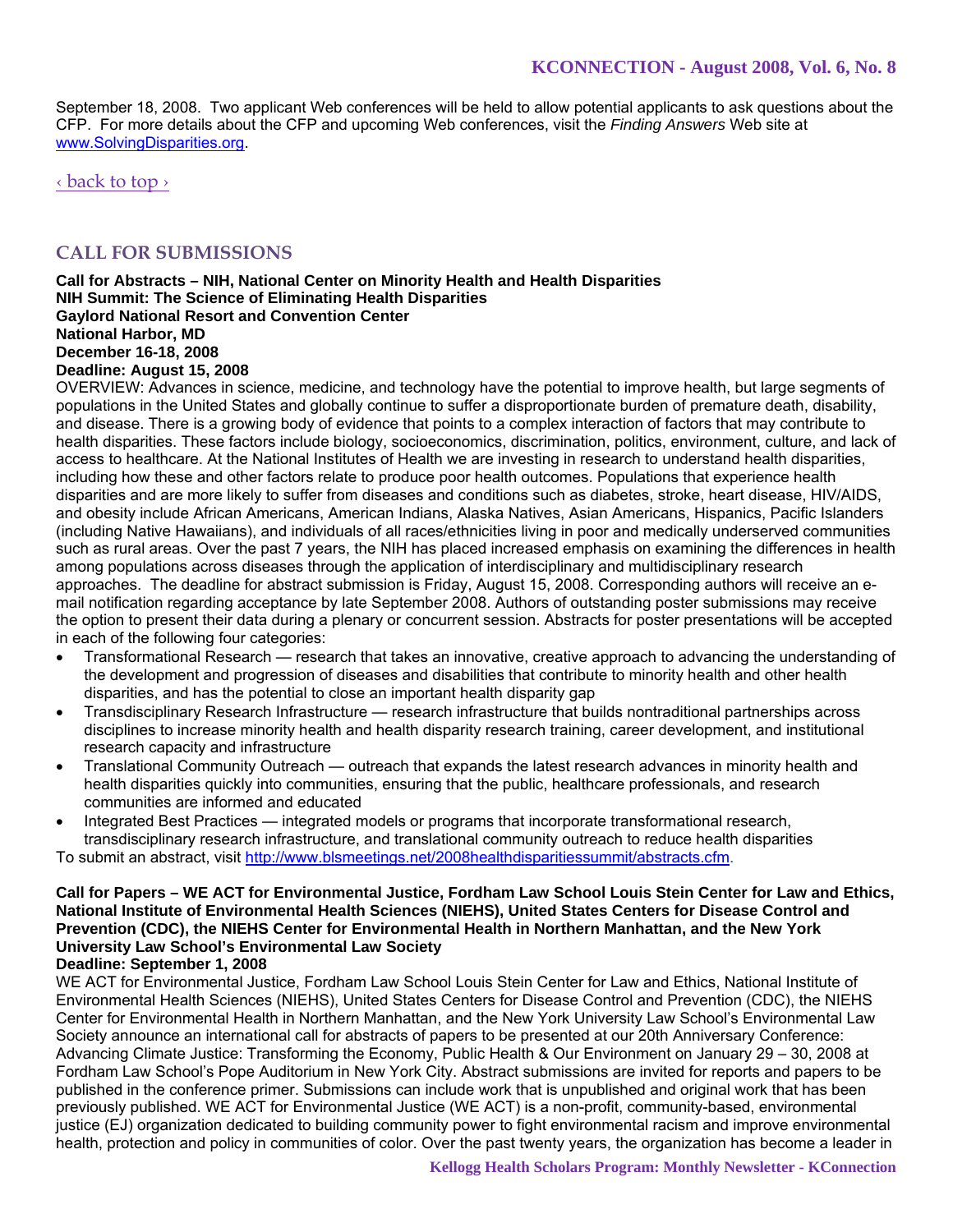September 18, 2008. Two applicant Web conferences will be held to allow potential applicants to ask questions about the CFP. For more details about the CFP and upcoming Web conferences, visit the *Finding Answers* Web site at [www.SolvingDisparities.org](http://www.SolvingDisparities.org).

[‹ back to top ›](#)

## CALL FOR SUBMISSIONS

**Call for Abstracts – NIH, National Center on Minority Health and Health Disparities**
**NIH Summit: The Science of Eliminating Health Disparities**
**Gaylord National Resort and Convention Center**
**National Harbor, MD**
**December 16-18, 2008**
**Deadline: August 15, 2008**

OVERVIEW: Advances in science, medicine, and technology have the potential to improve health, but large segments of populations in the United States and globally continue to suffer a disproportionate burden of premature death, disability, and disease. There is a growing body of evidence that points to a complex interaction of factors that may contribute to health disparities. These factors include biology, socioeconomics, discrimination, politics, environment, culture, and lack of access to healthcare. At the National Institutes of Health we are investing in research to understand health disparities, including how these and other factors relate to produce poor health outcomes. Populations that experience health disparities and are more likely to suffer from diseases and conditions such as diabetes, stroke, heart disease, HIV/AIDS, and obesity include African Americans, American Indians, Alaska Natives, Asian Americans, Hispanics, Pacific Islanders (including Native Hawaiians), and individuals of all races/ethnicities living in poor and medically underserved communities such as rural areas. Over the past 7 years, the NIH has placed increased emphasis on examining the differences in health among populations across diseases through the application of interdisciplinary and multidisciplinary research approaches. The deadline for abstract submission is Friday, August 15, 2008. Corresponding authors will receive an e-mail notification regarding acceptance by late September 2008. Authors of outstanding poster submissions may receive the option to present their data during a plenary or concurrent session. Abstracts for poster presentations will be accepted in each of the following four categories:

- Transformational Research — research that takes an innovative, creative approach to advancing the understanding of the development and progression of diseases and disabilities that contribute to minority health and other health disparities, and has the potential to close an important health disparity gap
- Transdisciplinary Research Infrastructure — research infrastructure that builds nontraditional partnerships across disciplines to increase minority health and health disparity research training, career development, and institutional research capacity and infrastructure
- Translational Community Outreach — outreach that expands the latest research advances in minority health and health disparities quickly into communities, ensuring that the public, healthcare professionals, and research communities are informed and educated
- Integrated Best Practices — integrated models or programs that incorporate transformational research, transdisciplinary research infrastructure, and translational community outreach to reduce health disparities

To submit an abstract, visit [http://www.blsmeetings.net/2008healthdisparitiessummit/abstracts.cfm](http://www.blsmeetings.net/2008healthdisparitiessummit/abstracts.cfm).

**Call for Papers – WE ACT for Environmental Justice, Fordham Law School Louis Stein Center for Law and Ethics, National Institute of Environmental Health Sciences (NIEHS), United States Centers for Disease Control and Prevention (CDC), the NIEHS Center for Environmental Health in Northern Manhattan, and the New York University Law School's Environmental Law Society**
**Deadline: September 1, 2008**

WE ACT for Environmental Justice, Fordham Law School Louis Stein Center for Law and Ethics, National Institute of Environmental Health Sciences (NIEHS), United States Centers for Disease Control and Prevention (CDC), the NIEHS Center for Environmental Health in Northern Manhattan, and the New York University Law School's Environmental Law Society announce an international call for abstracts of papers to be presented at our 20th Anniversary Conference: Advancing Climate Justice: Transforming the Economy, Public Health & Our Environment on January 29 – 30, 2008 at Fordham Law School's Pope Auditorium in New York City. Abstract submissions are invited for reports and papers to be published in the conference primer. Submissions can include work that is unpublished and original work that has been previously published. WE ACT for Environmental Justice (WE ACT) is a non-profit, community-based, environmental justice (EJ) organization dedicated to building community power to fight environmental racism and improve environmental health, protection and policy in communities of color. Over the past twenty years, the organization has become a leader in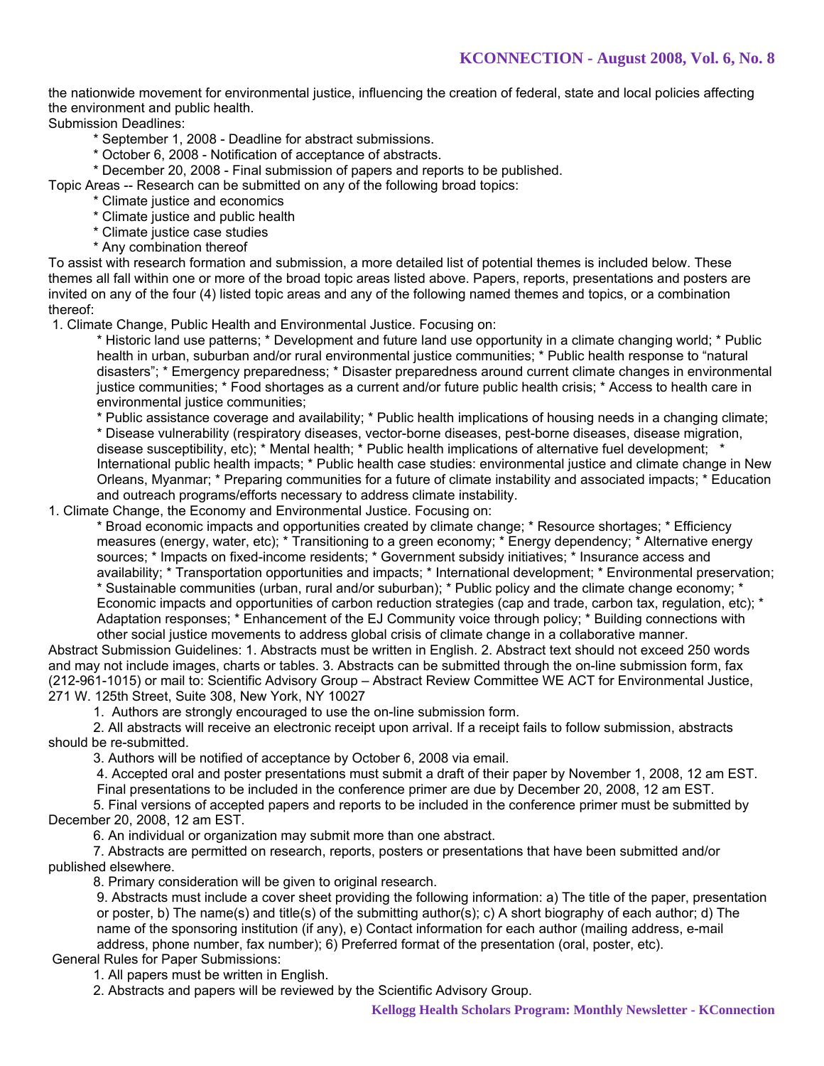the nationwide movement for environmental justice, influencing the creation of federal, state and local policies affecting the environment and public health.

Submission Deadlines:

* September 1, 2008 - Deadline for abstract submissions.
* October 6, 2008 - Notification of acceptance of abstracts.
* December 20, 2008 - Final submission of papers and reports to be published.

Topic Areas -- Research can be submitted on any of the following broad topics:

* Climate justice and economics
* Climate justice and public health
* Climate justice case studies
* Any combination thereof

To assist with research formation and submission, a more detailed list of potential themes is included below. These themes all fall within one or more of the broad topic areas listed above. Papers, reports, presentations and posters are invited on any of the four (4) listed topic areas and any of the following named themes and topics, or a combination thereof:

1. Climate Change, Public Health and Environmental Justice. Focusing on:

   * Historic land use patterns; * Development and future land use opportunity in a climate changing world; * Public health in urban, suburban and/or rural environmental justice communities; * Public health response to "natural disasters"; * Emergency preparedness; * Disaster preparedness around current climate changes in environmental justice communities; * Food shortages as a current and/or future public health crisis; * Access to health care in environmental justice communities;

   * Public assistance coverage and availability; * Public health implications of housing needs in a changing climate; * Disease vulnerability (respiratory diseases, vector-borne diseases, pest-borne diseases, disease migration, disease susceptibility, etc); * Mental health; * Public health implications of alternative fuel development; * International public health impacts; * Public health case studies: environmental justice and climate change in New Orleans, Myanmar; * Preparing communities for a future of climate instability and associated impacts; * Education and outreach programs/efforts necessary to address climate instability.

1. Climate Change, the Economy and Environmental Justice. Focusing on:

   * Broad economic impacts and opportunities created by climate change; * Resource shortages; * Efficiency measures (energy, water, etc); * Transitioning to a green economy; * Energy dependency; * Alternative energy sources; * Impacts on fixed-income residents; * Government subsidy initiatives; * Insurance access and availability; * Transportation opportunities and impacts; * International development; * Environmental preservation; * Sustainable communities (urban, rural and/or suburban); * Public policy and the climate change economy; * Economic impacts and opportunities of carbon reduction strategies (cap and trade, carbon tax, regulation, etc); * Adaptation responses; * Enhancement of the EJ Community voice through policy; * Building connections with other social justice movements to address global crisis of climate change in a collaborative manner.

Abstract Submission Guidelines: 1. Abstracts must be written in English. 2. Abstract text should not exceed 250 words and may not include images, charts or tables. 3. Abstracts can be submitted through the on-line submission form, fax (212-961-1015) or mail to: Scientific Advisory Group – Abstract Review Committee WE ACT for Environmental Justice, 271 W. 125th Street, Suite 308, New York, NY 10027

1. Authors are strongly encouraged to use the on-line submission form.
2. All abstracts will receive an electronic receipt upon arrival. If a receipt fails to follow submission, abstracts should be re-submitted.
3. Authors will be notified of acceptance by October 6, 2008 via email.
4. Accepted oral and poster presentations must submit a draft of their paper by November 1, 2008, 12 am EST. Final presentations to be included in the conference primer are due by December 20, 2008, 12 am EST.
5. Final versions of accepted papers and reports to be included in the conference primer must be submitted by December 20, 2008, 12 am EST.
6. An individual or organization may submit more than one abstract.
7. Abstracts are permitted on research, reports, posters or presentations that have been submitted and/or published elsewhere.
8. Primary consideration will be given to original research.
9. Abstracts must include a cover sheet providing the following information: a) The title of the paper, presentation or poster, b) The name(s) and title(s) of the submitting author(s); c) A short biography of each author; d) The name of the sponsoring institution (if any), e) Contact information for each author (mailing address, e-mail address, phone number, fax number); 6) Preferred format of the presentation (oral, poster, etc).

General Rules for Paper Submissions:

1. All papers must be written in English.
2. Abstracts and papers will be reviewed by the Scientific Advisory Group.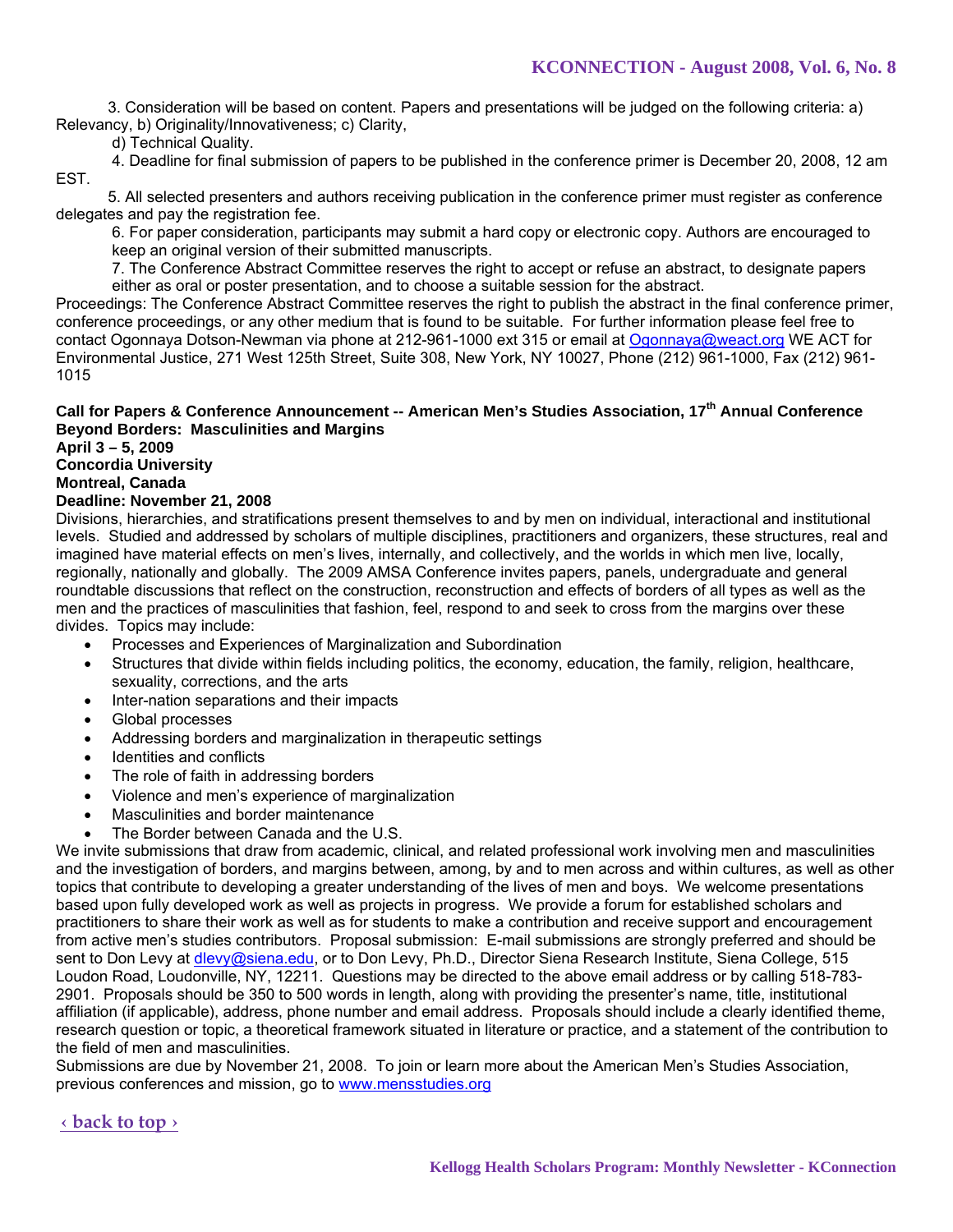3. Consideration will be based on content. Papers and presentations will be judged on the following criteria: a) Relevancy, b) Originality/Innovativeness; c) Clarity,

d) Technical Quality.

4. Deadline for final submission of papers to be published in the conference primer is December 20, 2008, 12 am EST.

5. All selected presenters and authors receiving publication in the conference primer must register as conference delegates and pay the registration fee.

6. For paper consideration, participants may submit a hard copy or electronic copy. Authors are encouraged to keep an original version of their submitted manuscripts.

7. The Conference Abstract Committee reserves the right to accept or refuse an abstract, to designate papers either as oral or poster presentation, and to choose a suitable session for the abstract.

Proceedings: The Conference Abstract Committee reserves the right to publish the abstract in the final conference primer, conference proceedings, or any other medium that is found to be suitable. For further information please feel free to contact Ogonnaya Dotson-Newman via phone at 212-961-1000 ext 315 or email at Ogonnaya@weact.org WE ACT for Environmental Justice, 271 West 125th Street, Suite 308, New York, NY 10027, Phone (212) 961-1000, Fax (212) 961-1015

**Call for Papers & Conference Announcement -- American Men's Studies Association, 17th Annual Conference**
**Beyond Borders: Masculinities and Margins**
**April 3 – 5, 2009**
**Concordia University**
**Montreal, Canada**
**Deadline: November 21, 2008**

Divisions, hierarchies, and stratifications present themselves to and by men on individual, interactional and institutional levels. Studied and addressed by scholars of multiple disciplines, practitioners and organizers, these structures, real and imagined have material effects on men's lives, internally, and collectively, and the worlds in which men live, locally, regionally, nationally and globally. The 2009 AMSA Conference invites papers, panels, undergraduate and general roundtable discussions that reflect on the construction, reconstruction and effects of borders of all types as well as the men and the practices of masculinities that fashion, feel, respond to and seek to cross from the margins over these divides. Topics may include:

- Processes and Experiences of Marginalization and Subordination
- Structures that divide within fields including politics, the economy, education, the family, religion, healthcare, sexuality, corrections, and the arts
- Inter-nation separations and their impacts
- Global processes
- Addressing borders and marginalization in therapeutic settings
- Identities and conflicts
- The role of faith in addressing borders
- Violence and men's experience of marginalization
- Masculinities and border maintenance
- The Border between Canada and the U.S.

We invite submissions that draw from academic, clinical, and related professional work involving men and masculinities and the investigation of borders, and margins between, among, by and to men across and within cultures, as well as other topics that contribute to developing a greater understanding of the lives of men and boys. We welcome presentations based upon fully developed work as well as projects in progress. We provide a forum for established scholars and practitioners to share their work as well as for students to make a contribution and receive support and encouragement from active men's studies contributors. Proposal submission: E-mail submissions are strongly preferred and should be sent to Don Levy at dlevy@siena.edu, or to Don Levy, Ph.D., Director Siena Research Institute, Siena College, 515 Loudon Road, Loudonville, NY, 12211. Questions may be directed to the above email address or by calling 518-783-2901. Proposals should be 350 to 500 words in length, along with providing the presenter's name, title, institutional affiliation (if applicable), address, phone number and email address. Proposals should include a clearly identified theme, research question or topic, a theoretical framework situated in literature or practice, and a statement of the contribution to the field of men and masculinities.

Submissions are due by November 21, 2008. To join or learn more about the American Men's Studies Association, previous conferences and mission, go to www.mensstudies.org

‹ back to top ›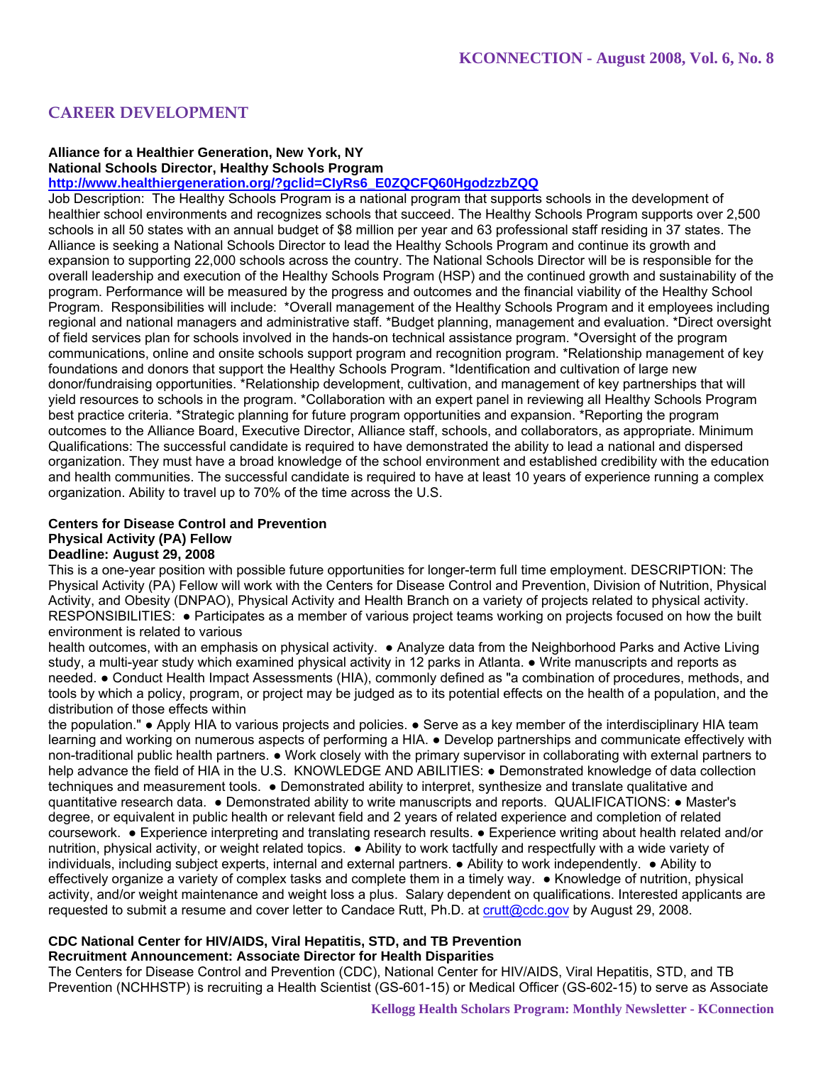## CAREER DEVELOPMENT

**Alliance for a Healthier Generation, New York, NY**
**National Schools Director, Healthy Schools Program**
**[http://www.healthiergeneration.org/?gclid=CIyRs6_E0ZQCFQ60HgodzzbZQQ](http://www.healthiergeneration.org/?gclid=CIyRs6_E0ZQCFQ60HgodzzbZQQ)**

Job Description: The Healthy Schools Program is a national program that supports schools in the development of healthier school environments and recognizes schools that succeed. The Healthy Schools Program supports over 2,500 schools in all 50 states with an annual budget of $8 million per year and 63 professional staff residing in 37 states. The Alliance is seeking a National Schools Director to lead the Healthy Schools Program and continue its growth and expansion to supporting 22,000 schools across the country. The National Schools Director will be is responsible for the overall leadership and execution of the Healthy Schools Program (HSP) and the continued growth and sustainability of the program. Performance will be measured by the progress and outcomes and the financial viability of the Healthy School Program. Responsibilities will include: *Overall management of the Healthy Schools Program and it employees including regional and national managers and administrative staff. *Budget planning, management and evaluation. *Direct oversight of field services plan for schools involved in the hands-on technical assistance program. *Oversight of the program communications, online and onsite schools support program and recognition program. *Relationship management of key foundations and donors that support the Healthy Schools Program. *Identification and cultivation of large new donor/fundraising opportunities. *Relationship development, cultivation, and management of key partnerships that will yield resources to schools in the program. *Collaboration with an expert panel in reviewing all Healthy Schools Program best practice criteria. *Strategic planning for future program opportunities and expansion. *Reporting the program outcomes to the Alliance Board, Executive Director, Alliance staff, schools, and collaborators, as appropriate. Minimum Qualifications: The successful candidate is required to have demonstrated the ability to lead a national and dispersed organization. They must have a broad knowledge of the school environment and established credibility with the education and health communities. The successful candidate is required to have at least 10 years of experience running a complex organization. Ability to travel up to 70% of the time across the U.S.

**Centers for Disease Control and Prevention**
**Physical Activity (PA) Fellow**
**Deadline: August 29, 2008**

This is a one-year position with possible future opportunities for longer-term full time employment. DESCRIPTION: The Physical Activity (PA) Fellow will work with the Centers for Disease Control and Prevention, Division of Nutrition, Physical Activity, and Obesity (DNPAO), Physical Activity and Health Branch on a variety of projects related to physical activity. RESPONSIBILITIES: ● Participates as a member of various project teams working on projects focused on how the built environment is related to various health outcomes, with an emphasis on physical activity. ● Analyze data from the Neighborhood Parks and Active Living study, a multi-year study which examined physical activity in 12 parks in Atlanta. ● Write manuscripts and reports as needed. ● Conduct Health Impact Assessments (HIA), commonly defined as "a combination of procedures, methods, and tools by which a policy, program, or project may be judged as to its potential effects on the health of a population, and the distribution of those effects within the population." ● Apply HIA to various projects and policies. ● Serve as a key member of the interdisciplinary HIA team learning and working on numerous aspects of performing a HIA. ● Develop partnerships and communicate effectively with non-traditional public health partners. ● Work closely with the primary supervisor in collaborating with external partners to help advance the field of HIA in the U.S. KNOWLEDGE AND ABILITIES: ● Demonstrated knowledge of data collection techniques and measurement tools. ● Demonstrated ability to interpret, synthesize and translate qualitative and quantitative research data. ● Demonstrated ability to write manuscripts and reports. QUALIFICATIONS: ● Master's degree, or equivalent in public health or relevant field and 2 years of related experience and completion of related coursework. ● Experience interpreting and translating research results. ● Experience writing about health related and/or nutrition, physical activity, or weight related topics. ● Ability to work tactfully and respectfully with a wide variety of individuals, including subject experts, internal and external partners. ● Ability to work independently. ● Ability to effectively organize a variety of complex tasks and complete them in a timely way. ● Knowledge of nutrition, physical activity, and/or weight maintenance and weight loss a plus. Salary dependent on qualifications. Interested applicants are requested to submit a resume and cover letter to Candace Rutt, Ph.D. at [crutt@cdc.gov](mailto:crutt@cdc.gov) by August 29, 2008.

**CDC National Center for HIV/AIDS, Viral Hepatitis, STD, and TB Prevention**
**Recruitment Announcement: Associate Director for Health Disparities**

The Centers for Disease Control and Prevention (CDC), National Center for HIV/AIDS, Viral Hepatitis, STD, and TB Prevention (NCHHSTP) is recruiting a Health Scientist (GS-601-15) or Medical Officer (GS-602-15) to serve as Associate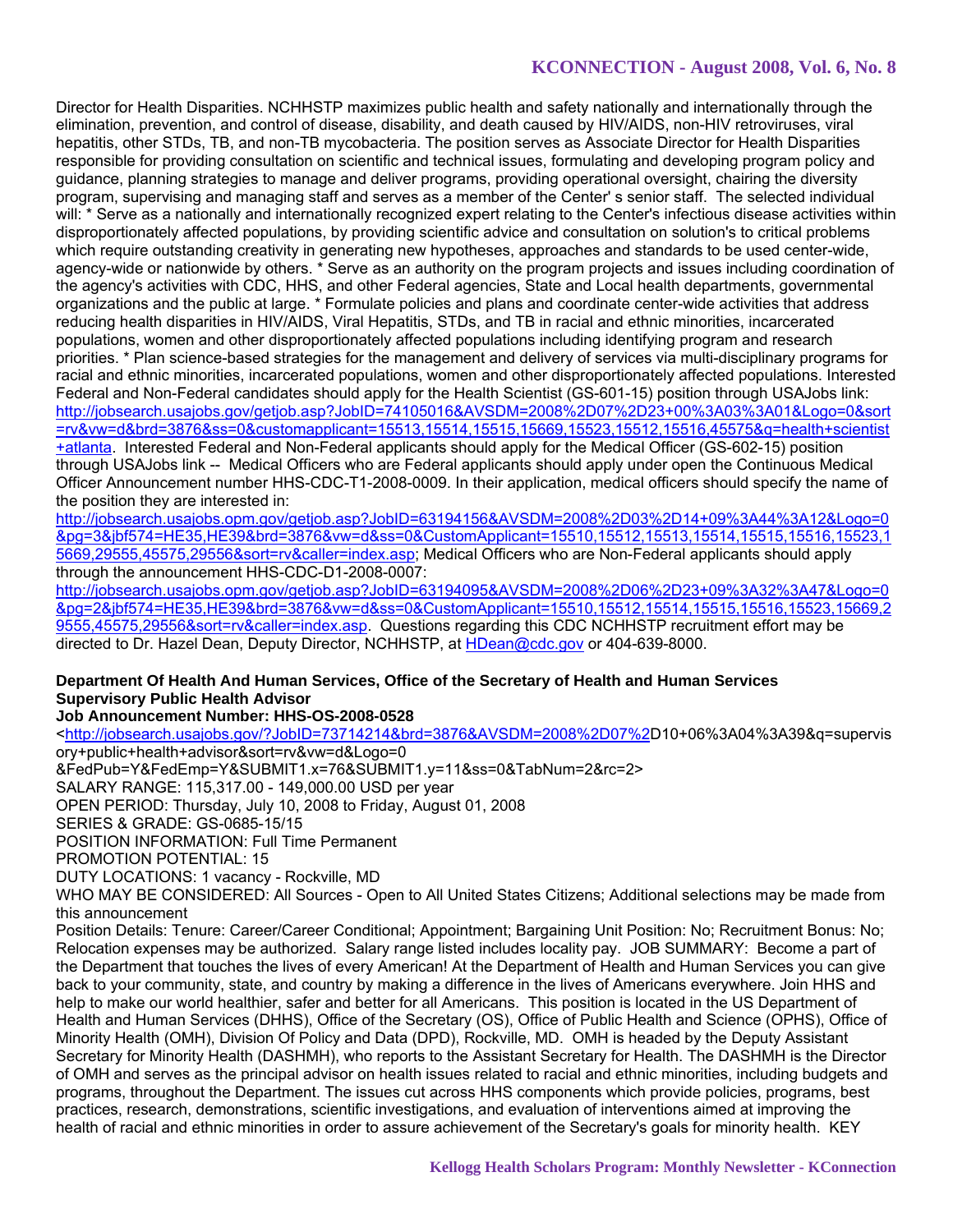Director for Health Disparities. NCHHSTP maximizes public health and safety nationally and internationally through the elimination, prevention, and control of disease, disability, and death caused by HIV/AIDS, non-HIV retroviruses, viral hepatitis, other STDs, TB, and non-TB mycobacteria. The position serves as Associate Director for Health Disparities responsible for providing consultation on scientific and technical issues, formulating and developing program policy and guidance, planning strategies to manage and deliver programs, providing operational oversight, chairing the diversity program, supervising and managing staff and serves as a member of the Center' s senior staff. The selected individual will: * Serve as a nationally and internationally recognized expert relating to the Center's infectious disease activities within disproportionately affected populations, by providing scientific advice and consultation on solution's to critical problems which require outstanding creativity in generating new hypotheses, approaches and standards to be used center-wide, agency-wide or nationwide by others. * Serve as an authority on the program projects and issues including coordination of the agency's activities with CDC, HHS, and other Federal agencies, State and Local health departments, governmental organizations and the public at large. * Formulate policies and plans and coordinate center-wide activities that address reducing health disparities in HIV/AIDS, Viral Hepatitis, STDs, and TB in racial and ethnic minorities, incarcerated populations, women and other disproportionately affected populations including identifying program and research priorities. * Plan science-based strategies for the management and delivery of services via multi-disciplinary programs for racial and ethnic minorities, incarcerated populations, women and other disproportionately affected populations. Interested Federal and Non-Federal candidates should apply for the Health Scientist (GS-601-15) position through USAJobs link: http://jobsearch.usajobs.gov/getjob.asp?JobID=74105016&AVSDM=2008%2D07%2D23+00%3A03%3A01&Logo=0&sort=rv&vw=d&brd=3876&ss=0&customapplicant=15513,15514,15515,15669,15523,15512,15516,45575&q=health+scientist+atlanta. Interested Federal and Non-Federal applicants should apply for the Medical Officer (GS-602-15) position through USAJobs link -- Medical Officers who are Federal applicants should apply under open the Continuous Medical Officer Announcement number HHS-CDC-T1-2008-0009. In their application, medical officers should specify the name of the position they are interested in: http://jobsearch.usajobs.opm.gov/getjob.asp?JobID=63194156&AVSDM=2008%2D03%2D14+09%3A44%3A12&Logo=0&pg=3&jbf574=HE35,HE39&brd=3876&vw=d&ss=0&CustomApplicant=15510,15512,15513,15514,15515,15516,15523,15669,29555,45575,29556&sort=rv&caller=index.asp; Medical Officers who are Non-Federal applicants should apply through the announcement HHS-CDC-D1-2008-0007: http://jobsearch.usajobs.opm.gov/getjob.asp?JobID=63194095&AVSDM=2008%2D06%2D23+09%3A32%3A47&Logo=0&pg=2&jbf574=HE35,HE39&brd=3876&vw=d&ss=0&CustomApplicant=15510,15512,15514,15515,15516,15523,15669,29555,45575,29556&sort=rv&caller=index.asp. Questions regarding this CDC NCHHSTP recruitment effort may be directed to Dr. Hazel Dean, Deputy Director, NCHHSTP, at HDean@cdc.gov or 404-639-8000.

**Department Of Health And Human Services, Office of the Secretary of Health and Human Services**
**Supervisory Public Health Advisor**
**Job Announcement Number: HHS-OS-2008-0528**

<http://jobsearch.usajobs.gov/?JobID=73714214&brd=3876&AVSDM=2008%2D07%2D10+06%3A04%3A39&q=supervisory+public+health+advisor&sort=rv&vw=d&Logo=0&FedPub=Y&FedEmp=Y&SUBMIT1.x=76&SUBMIT1.y=11&ss=0&TabNum=2&rc=2>

SALARY RANGE: 115,317.00 - 149,000.00 USD per year
OPEN PERIOD: Thursday, July 10, 2008 to Friday, August 01, 2008
SERIES & GRADE: GS-0685-15/15
POSITION INFORMATION: Full Time Permanent
PROMOTION POTENTIAL: 15
DUTY LOCATIONS: 1 vacancy - Rockville, MD
WHO MAY BE CONSIDERED: All Sources - Open to All United States Citizens; Additional selections may be made from this announcement

Position Details: Tenure: Career/Career Conditional; Appointment; Bargaining Unit Position: No; Recruitment Bonus: No; Relocation expenses may be authorized. Salary range listed includes locality pay. JOB SUMMARY: Become a part of the Department that touches the lives of every American! At the Department of Health and Human Services you can give back to your community, state, and country by making a difference in the lives of Americans everywhere. Join HHS and help to make our world healthier, safer and better for all Americans. This position is located in the US Department of Health and Human Services (DHHS), Office of the Secretary (OS), Office of Public Health and Science (OPHS), Office of Minority Health (OMH), Division Of Policy and Data (DPD), Rockville, MD. OMH is headed by the Deputy Assistant Secretary for Minority Health (DASHMH), who reports to the Assistant Secretary for Health. The DASHMH is the Director of OMH and serves as the principal advisor on health issues related to racial and ethnic minorities, including budgets and programs, throughout the Department. The issues cut across HHS components which provide policies, programs, best practices, research, demonstrations, scientific investigations, and evaluation of interventions aimed at improving the health of racial and ethnic minorities in order to assure achievement of the Secretary's goals for minority health. KEY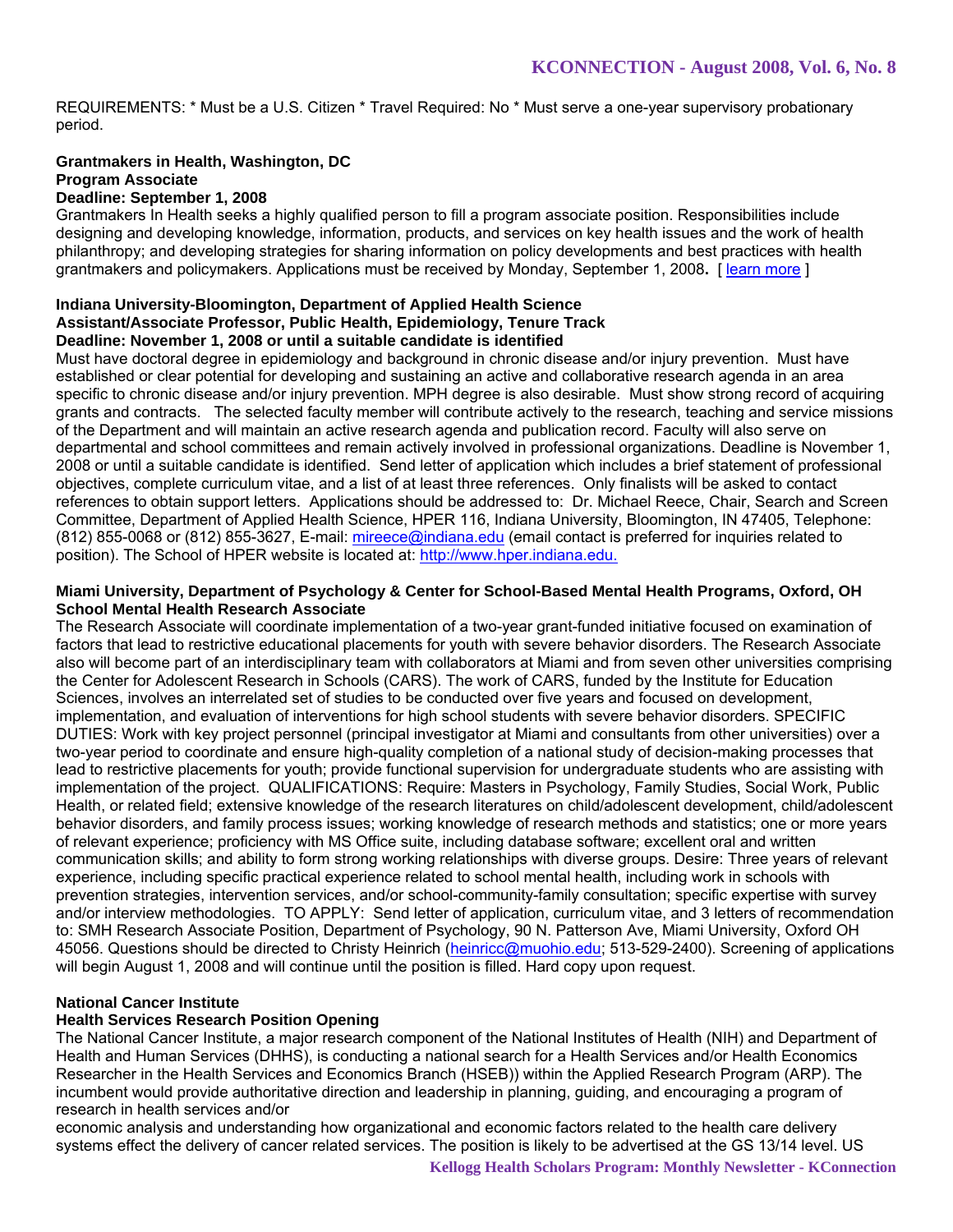REQUIREMENTS: * Must be a U.S. Citizen * Travel Required: No * Must serve a one-year supervisory probationary period.

**Grantmakers in Health, Washington, DC**
**Program Associate**
**Deadline: September 1, 2008**

Grantmakers In Health seeks a highly qualified person to fill a program associate position. Responsibilities include designing and developing knowledge, information, products, and services on key health issues and the work of health philanthropy; and developing strategies for sharing information on policy developments and best practices with health grantmakers and policymakers. Applications must be received by Monday, September 1, 2008**.** [ learn more ]

**Indiana University-Bloomington, Department of Applied Health Science**
**Assistant/Associate Professor, Public Health, Epidemiology, Tenure Track**
**Deadline: November 1, 2008 or until a suitable candidate is identified**

Must have doctoral degree in epidemiology and background in chronic disease and/or injury prevention. Must have established or clear potential for developing and sustaining an active and collaborative research agenda in an area specific to chronic disease and/or injury prevention. MPH degree is also desirable. Must show strong record of acquiring grants and contracts. The selected faculty member will contribute actively to the research, teaching and service missions of the Department and will maintain an active research agenda and publication record. Faculty will also serve on departmental and school committees and remain actively involved in professional organizations. Deadline is November 1, 2008 or until a suitable candidate is identified. Send letter of application which includes a brief statement of professional objectives, complete curriculum vitae, and a list of at least three references. Only finalists will be asked to contact references to obtain support letters. Applications should be addressed to: Dr. Michael Reece, Chair, Search and Screen Committee, Department of Applied Health Science, HPER 116, Indiana University, Bloomington, IN 47405, Telephone: (812) 855-0068 or (812) 855-3627, E-mail: mireece@indiana.edu (email contact is preferred for inquiries related to position). The School of HPER website is located at: http://www.hper.indiana.edu.

**Miami University, Department of Psychology & Center for School-Based Mental Health Programs, Oxford, OH**
**School Mental Health Research Associate**

The Research Associate will coordinate implementation of a two-year grant-funded initiative focused on examination of factors that lead to restrictive educational placements for youth with severe behavior disorders. The Research Associate also will become part of an interdisciplinary team with collaborators at Miami and from seven other universities comprising the Center for Adolescent Research in Schools (CARS). The work of CARS, funded by the Institute for Education Sciences, involves an interrelated set of studies to be conducted over five years and focused on development, implementation, and evaluation of interventions for high school students with severe behavior disorders. SPECIFIC DUTIES: Work with key project personnel (principal investigator at Miami and consultants from other universities) over a two-year period to coordinate and ensure high-quality completion of a national study of decision-making processes that lead to restrictive placements for youth; provide functional supervision for undergraduate students who are assisting with implementation of the project. QUALIFICATIONS: Require: Masters in Psychology, Family Studies, Social Work, Public Health, or related field; extensive knowledge of the research literatures on child/adolescent development, child/adolescent behavior disorders, and family process issues; working knowledge of research methods and statistics; one or more years of relevant experience; proficiency with MS Office suite, including database software; excellent oral and written communication skills; and ability to form strong working relationships with diverse groups. Desire: Three years of relevant experience, including specific practical experience related to school mental health, including work in schools with prevention strategies, intervention services, and/or school-community-family consultation; specific expertise with survey and/or interview methodologies. TO APPLY: Send letter of application, curriculum vitae, and 3 letters of recommendation to: SMH Research Associate Position, Department of Psychology, 90 N. Patterson Ave, Miami University, Oxford OH 45056. Questions should be directed to Christy Heinrich (heinricc@muohio.edu; 513-529-2400). Screening of applications will begin August 1, 2008 and will continue until the position is filled. Hard copy upon request.

**National Cancer Institute**
**Health Services Research Position Opening**

The National Cancer Institute, a major research component of the National Institutes of Health (NIH) and Department of Health and Human Services (DHHS), is conducting a national search for a Health Services and/or Health Economics Researcher in the Health Services and Economics Branch (HSEB)) within the Applied Research Program (ARP). The incumbent would provide authoritative direction and leadership in planning, guiding, and encouraging a program of research in health services and/or economic analysis and understanding how organizational and economic factors related to the health care delivery systems effect the delivery of cancer related services. The position is likely to be advertised at the GS 13/14 level. US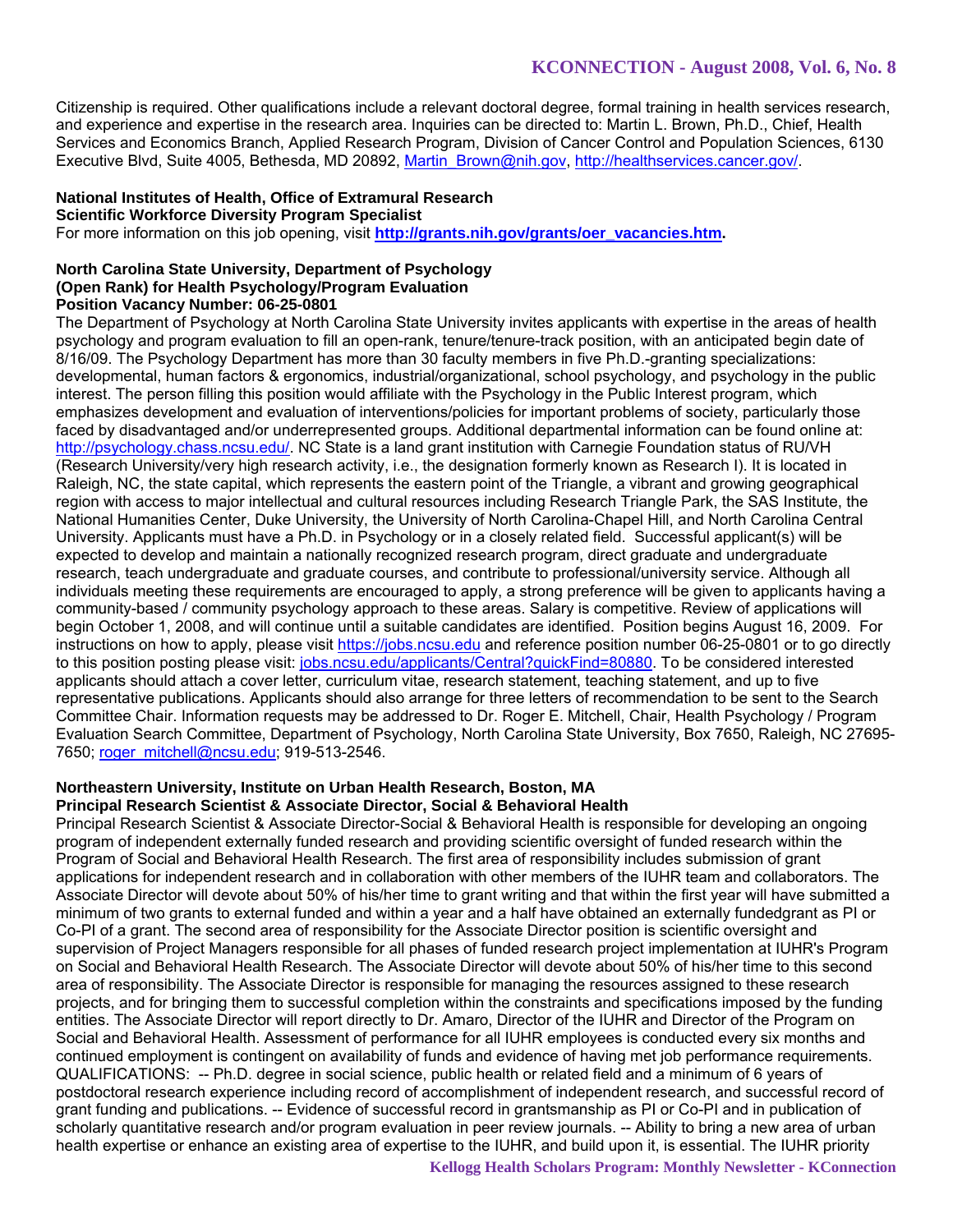Citizenship is required. Other qualifications include a relevant doctoral degree, formal training in health services research, and experience and expertise in the research area. Inquiries can be directed to: Martin L. Brown, Ph.D., Chief, Health Services and Economics Branch, Applied Research Program, Division of Cancer Control and Population Sciences, 6130 Executive Blvd, Suite 4005, Bethesda, MD 20892, Martin_Brown@nih.gov, http://healthservices.cancer.gov/.

**National Institutes of Health, Office of Extramural Research**
**Scientific Workforce Diversity Program Specialist**
For more information on this job opening, visit **http://grants.nih.gov/grants/oer_vacancies.htm.**

**North Carolina State University, Department of Psychology**
**(Open Rank) for Health Psychology/Program Evaluation**
**Position Vacancy Number: 06-25-0801**
The Department of Psychology at North Carolina State University invites applicants with expertise in the areas of health psychology and program evaluation to fill an open-rank, tenure/tenure-track position, with an anticipated begin date of 8/16/09. The Psychology Department has more than 30 faculty members in five Ph.D.-granting specializations: developmental, human factors & ergonomics, industrial/organizational, school psychology, and psychology in the public interest. The person filling this position would affiliate with the Psychology in the Public Interest program, which emphasizes development and evaluation of interventions/policies for important problems of society, particularly those faced by disadvantaged and/or underrepresented groups. Additional departmental information can be found online at: http://psychology.chass.ncsu.edu/. NC State is a land grant institution with Carnegie Foundation status of RU/VH (Research University/very high research activity, i.e., the designation formerly known as Research I). It is located in Raleigh, NC, the state capital, which represents the eastern point of the Triangle, a vibrant and growing geographical region with access to major intellectual and cultural resources including Research Triangle Park, the SAS Institute, the National Humanities Center, Duke University, the University of North Carolina-Chapel Hill, and North Carolina Central University. Applicants must have a Ph.D. in Psychology or in a closely related field. Successful applicant(s) will be expected to develop and maintain a nationally recognized research program, direct graduate and undergraduate research, teach undergraduate and graduate courses, and contribute to professional/university service. Although all individuals meeting these requirements are encouraged to apply, a strong preference will be given to applicants having a community-based / community psychology approach to these areas. Salary is competitive. Review of applications will begin October 1, 2008, and will continue until a suitable candidates are identified. Position begins August 16, 2009. For instructions on how to apply, please visit https://jobs.ncsu.edu and reference position number 06-25-0801 or to go directly to this position posting please visit: jobs.ncsu.edu/applicants/Central?quickFind=80880. To be considered interested applicants should attach a cover letter, curriculum vitae, research statement, teaching statement, and up to five representative publications. Applicants should also arrange for three letters of recommendation to be sent to the Search Committee Chair. Information requests may be addressed to Dr. Roger E. Mitchell, Chair, Health Psychology / Program Evaluation Search Committee, Department of Psychology, North Carolina State University, Box 7650, Raleigh, NC 27695-7650; roger_mitchell@ncsu.edu; 919-513-2546.

**Northeastern University, Institute on Urban Health Research, Boston, MA**
**Principal Research Scientist & Associate Director, Social & Behavioral Health**
Principal Research Scientist & Associate Director-Social & Behavioral Health is responsible for developing an ongoing program of independent externally funded research and providing scientific oversight of funded research within the Program of Social and Behavioral Health Research. The first area of responsibility includes submission of grant applications for independent research and in collaboration with other members of the IUHR team and collaborators. The Associate Director will devote about 50% of his/her time to grant writing and that within the first year will have submitted a minimum of two grants to external funded and within a year and a half have obtained an externally fundedgrant as PI or Co-PI of a grant. The second area of responsibility for the Associate Director position is scientific oversight and supervision of Project Managers responsible for all phases of funded research project implementation at IUHR's Program on Social and Behavioral Health Research. The Associate Director will devote about 50% of his/her time to this second area of responsibility. The Associate Director is responsible for managing the resources assigned to these research projects, and for bringing them to successful completion within the constraints and specifications imposed by the funding entities. The Associate Director will report directly to Dr. Amaro, Director of the IUHR and Director of the Program on Social and Behavioral Health. Assessment of performance for all IUHR employees is conducted every six months and continued employment is contingent on availability of funds and evidence of having met job performance requirements. QUALIFICATIONS: -- Ph.D. degree in social science, public health or related field and a minimum of 6 years of postdoctoral research experience including record of accomplishment of independent research, and successful record of grant funding and publications. -- Evidence of successful record in grantsmanship as PI or Co-PI and in publication of scholarly quantitative research and/or program evaluation in peer review journals. -- Ability to bring a new area of urban health expertise or enhance an existing area of expertise to the IUHR, and build upon it, is essential. The IUHR priority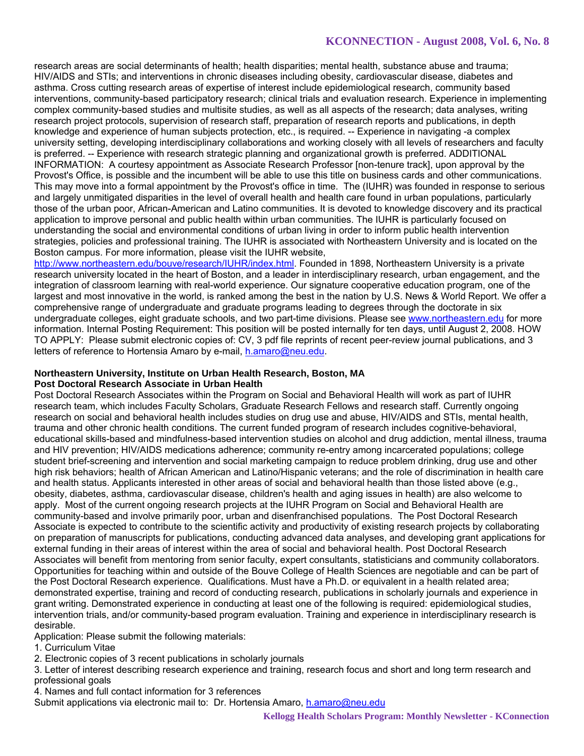research areas are social determinants of health; health disparities; mental health, substance abuse and trauma; HIV/AIDS and STIs; and interventions in chronic diseases including obesity, cardiovascular disease, diabetes and asthma. Cross cutting research areas of expertise of interest include epidemiological research, community based interventions, community-based participatory research; clinical trials and evaluation research. Experience in implementing complex community-based studies and multisite studies, as well as all aspects of the research; data analyses, writing research project protocols, supervision of research staff, preparation of research reports and publications, in depth knowledge and experience of human subjects protection, etc., is required. -- Experience in navigating -a complex university setting, developing interdisciplinary collaborations and working closely with all levels of researchers and faculty is preferred. -- Experience with research strategic planning and organizational growth is preferred. ADDITIONAL INFORMATION: A courtesy appointment as Associate Research Professor [non-tenure track], upon approval by the Provost's Office, is possible and the incumbent will be able to use this title on business cards and other communications. This may move into a formal appointment by the Provost's office in time. The (IUHR) was founded in response to serious and largely unmitigated disparities in the level of overall health and health care found in urban populations, particularly those of the urban poor, African-American and Latino communities. It is devoted to knowledge discovery and its practical application to improve personal and public health within urban communities. The IUHR is particularly focused on understanding the social and environmental conditions of urban living in order to inform public health intervention strategies, policies and professional training. The IUHR is associated with Northeastern University and is located on the Boston campus. For more information, please visit the IUHR website, http://www.northeastern.edu/bouve/research/IUHR/index.html. Founded in 1898, Northeastern University is a private research university located in the heart of Boston, and a leader in interdisciplinary research, urban engagement, and the integration of classroom learning with real-world experience. Our signature cooperative education program, one of the largest and most innovative in the world, is ranked among the best in the nation by U.S. News & World Report. We offer a comprehensive range of undergraduate and graduate programs leading to degrees through the doctorate in six undergraduate colleges, eight graduate schools, and two part-time divisions. Please see www.northeastern.edu for more information. Internal Posting Requirement: This position will be posted internally for ten days, until August 2, 2008. HOW TO APPLY: Please submit electronic copies of: CV, 3 pdf file reprints of recent peer-review journal publications, and 3 letters of reference to Hortensia Amaro by e-mail, h.amaro@neu.edu.

**Northeastern University, Institute on Urban Health Research, Boston, MA**
**Post Doctoral Research Associate in Urban Health**

Post Doctoral Research Associates within the Program on Social and Behavioral Health will work as part of IUHR research team, which includes Faculty Scholars, Graduate Research Fellows and research staff. Currently ongoing research on social and behavioral health includes studies on drug use and abuse, HIV/AIDS and STIs, mental health, trauma and other chronic health conditions. The current funded program of research includes cognitive-behavioral, educational skills-based and mindfulness-based intervention studies on alcohol and drug addiction, mental illness, trauma and HIV prevention; HIV/AIDS medications adherence; community re-entry among incarcerated populations; college student brief-screening and intervention and social marketing campaign to reduce problem drinking, drug use and other high risk behaviors; health of African American and Latino/Hispanic veterans; and the role of discrimination in health care and health status. Applicants interested in other areas of social and behavioral health than those listed above (e.g., obesity, diabetes, asthma, cardiovascular disease, children's health and aging issues in health) are also welcome to apply. Most of the current ongoing research projects at the IUHR Program on Social and Behavioral Health are community-based and involve primarily poor, urban and disenfranchised populations. The Post Doctoral Research Associate is expected to contribute to the scientific activity and productivity of existing research projects by collaborating on preparation of manuscripts for publications, conducting advanced data analyses, and developing grant applications for external funding in their areas of interest within the area of social and behavioral health. Post Doctoral Research Associates will benefit from mentoring from senior faculty, expert consultants, statisticians and community collaborators. Opportunities for teaching within and outside of the Bouve College of Health Sciences are negotiable and can be part of the Post Doctoral Research experience. Qualifications. Must have a Ph.D. or equivalent in a health related area; demonstrated expertise, training and record of conducting research, publications in scholarly journals and experience in grant writing. Demonstrated experience in conducting at least one of the following is required: epidemiological studies, intervention trials, and/or community-based program evaluation. Training and experience in interdisciplinary research is desirable.

Application: Please submit the following materials:

1. Curriculum Vitae
2. Electronic copies of 3 recent publications in scholarly journals
3. Letter of interest describing research experience and training, research focus and short and long term research and professional goals
4. Names and full contact information for 3 references

Submit applications via electronic mail to: Dr. Hortensia Amaro, h.amaro@neu.edu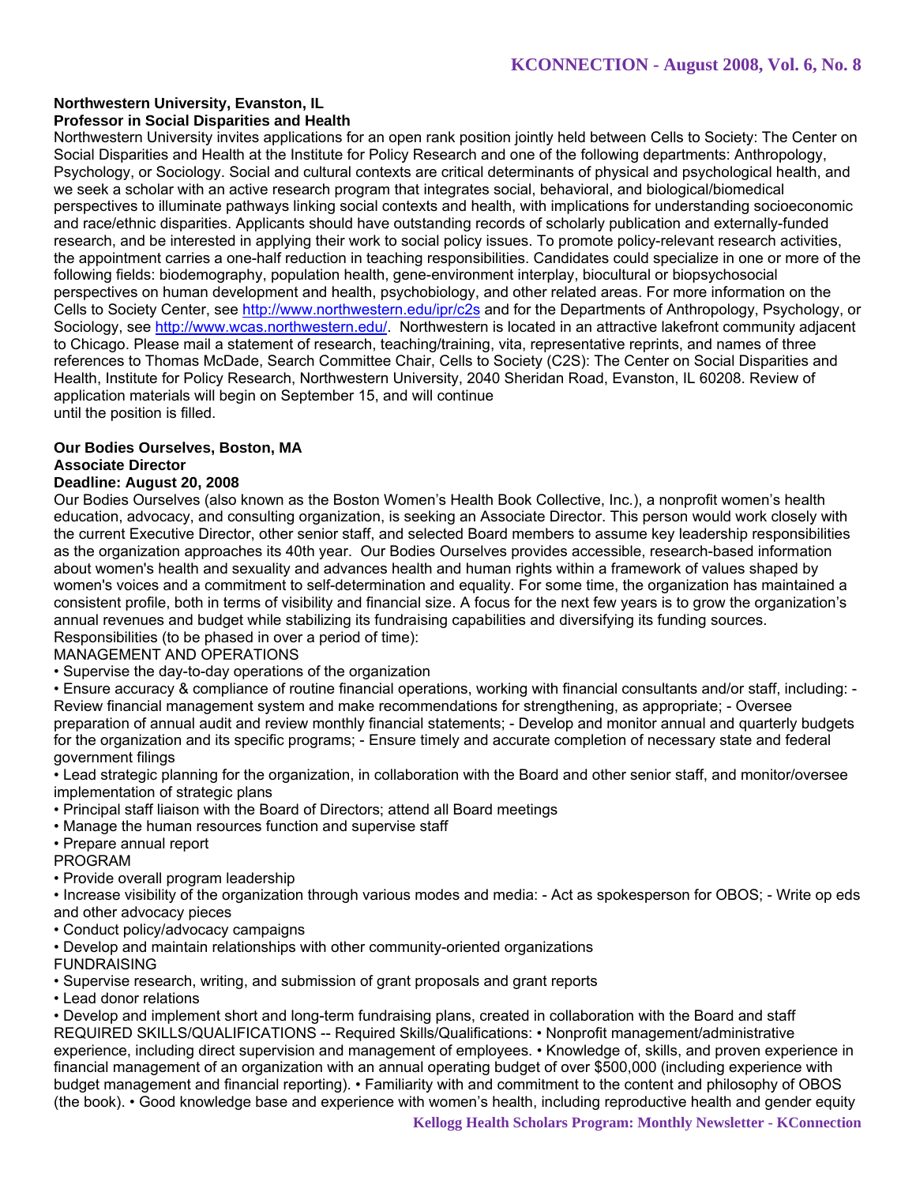**Northwestern University, Evanston, IL**
**Professor in Social Disparities and Health**

Northwestern University invites applications for an open rank position jointly held between Cells to Society: The Center on Social Disparities and Health at the Institute for Policy Research and one of the following departments: Anthropology, Psychology, or Sociology. Social and cultural contexts are critical determinants of physical and psychological health, and we seek a scholar with an active research program that integrates social, behavioral, and biological/biomedical perspectives to illuminate pathways linking social contexts and health, with implications for understanding socioeconomic and race/ethnic disparities. Applicants should have outstanding records of scholarly publication and externally-funded research, and be interested in applying their work to social policy issues. To promote policy-relevant research activities, the appointment carries a one-half reduction in teaching responsibilities. Candidates could specialize in one or more of the following fields: biodemography, population health, gene-environment interplay, biocultural or biopsychosocial perspectives on human development and health, psychobiology, and other related areas. For more information on the Cells to Society Center, see http://www.northwestern.edu/ipr/c2s and for the Departments of Anthropology, Psychology, or Sociology, see http://www.wcas.northwestern.edu/. Northwestern is located in an attractive lakefront community adjacent to Chicago. Please mail a statement of research, teaching/training, vita, representative reprints, and names of three references to Thomas McDade, Search Committee Chair, Cells to Society (C2S): The Center on Social Disparities and Health, Institute for Policy Research, Northwestern University, 2040 Sheridan Road, Evanston, IL 60208. Review of application materials will begin on September 15, and will continue until the position is filled.

**Our Bodies Ourselves, Boston, MA**
**Associate Director**
**Deadline: August 20, 2008**

Our Bodies Ourselves (also known as the Boston Women's Health Book Collective, Inc.), a nonprofit women's health education, advocacy, and consulting organization, is seeking an Associate Director. This person would work closely with the current Executive Director, other senior staff, and selected Board members to assume key leadership responsibilities as the organization approaches its 40th year. Our Bodies Ourselves provides accessible, research-based information about women's health and sexuality and advances health and human rights within a framework of values shaped by women's voices and a commitment to self-determination and equality. For some time, the organization has maintained a consistent profile, both in terms of visibility and financial size. A focus for the next few years is to grow the organization's annual revenues and budget while stabilizing its fundraising capabilities and diversifying its funding sources.

Responsibilities (to be phased in over a period of time):

MANAGEMENT AND OPERATIONS

- Supervise the day-to-day operations of the organization
- Ensure accuracy & compliance of routine financial operations, working with financial consultants and/or staff, including: - Review financial management system and make recommendations for strengthening, as appropriate; - Oversee preparation of annual audit and review monthly financial statements; - Develop and monitor annual and quarterly budgets for the organization and its specific programs; - Ensure timely and accurate completion of necessary state and federal government filings
- Lead strategic planning for the organization, in collaboration with the Board and other senior staff, and monitor/oversee implementation of strategic plans
- Principal staff liaison with the Board of Directors; attend all Board meetings
- Manage the human resources function and supervise staff
- Prepare annual report

PROGRAM

- Provide overall program leadership
- Increase visibility of the organization through various modes and media: - Act as spokesperson for OBOS; - Write op eds and other advocacy pieces
- Conduct policy/advocacy campaigns
- Develop and maintain relationships with other community-oriented organizations

FUNDRAISING

- Supervise research, writing, and submission of grant proposals and grant reports
- Lead donor relations
- Develop and implement short and long-term fundraising plans, created in collaboration with the Board and staff

REQUIRED SKILLS/QUALIFICATIONS -- Required Skills/Qualifications: • Nonprofit management/administrative experience, including direct supervision and management of employees. • Knowledge of, skills, and proven experience in financial management of an organization with an annual operating budget of over $500,000 (including experience with budget management and financial reporting). • Familiarity with and commitment to the content and philosophy of OBOS (the book). • Good knowledge base and experience with women's health, including reproductive health and gender equity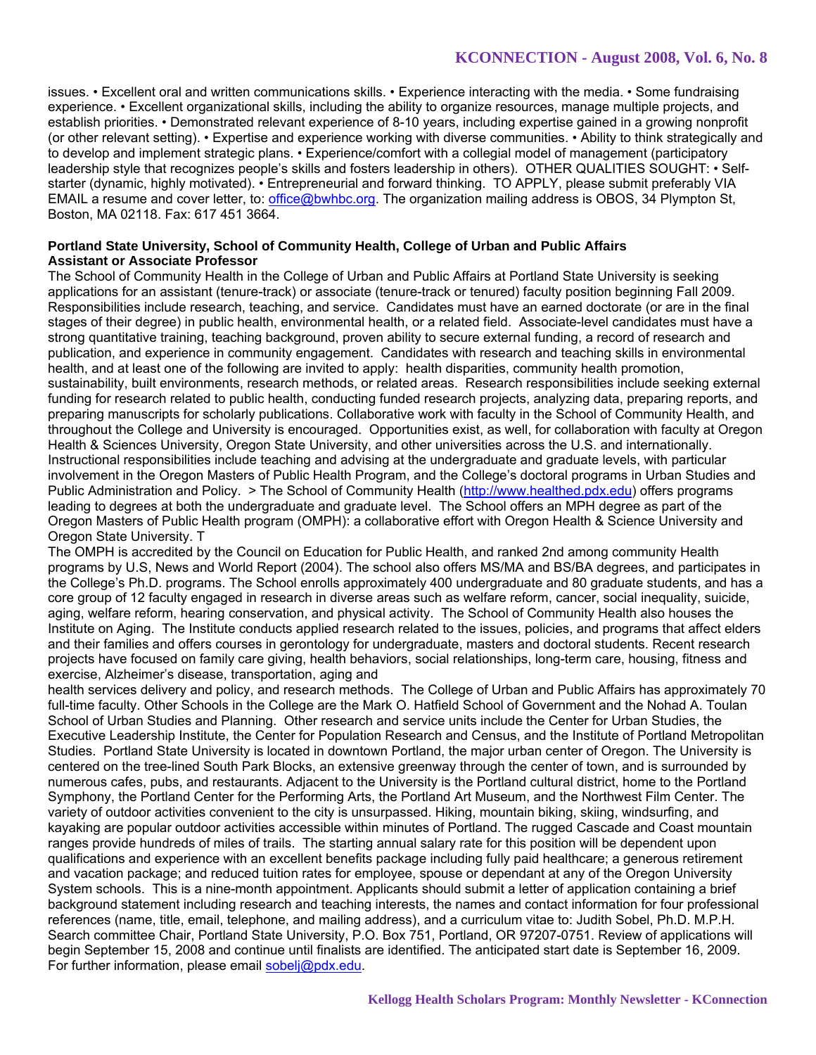issues. • Excellent oral and written communications skills. • Experience interacting with the media. • Some fundraising experience. • Excellent organizational skills, including the ability to organize resources, manage multiple projects, and establish priorities. • Demonstrated relevant experience of 8-10 years, including expertise gained in a growing nonprofit (or other relevant setting). • Expertise and experience working with diverse communities. • Ability to think strategically and to develop and implement strategic plans. • Experience/comfort with a collegial model of management (participatory leadership style that recognizes people's skills and fosters leadership in others). OTHER QUALITIES SOUGHT: • Self-starter (dynamic, highly motivated). • Entrepreneurial and forward thinking. TO APPLY, please submit preferably VIA EMAIL a resume and cover letter, to: office@bwhbc.org. The organization mailing address is OBOS, 34 Plympton St, Boston, MA 02118. Fax: 617 451 3664.

**Portland State University, School of Community Health, College of Urban and Public Affairs**
**Assistant or Associate Professor**

The School of Community Health in the College of Urban and Public Affairs at Portland State University is seeking applications for an assistant (tenure-track) or associate (tenure-track or tenured) faculty position beginning Fall 2009. Responsibilities include research, teaching, and service. Candidates must have an earned doctorate (or are in the final stages of their degree) in public health, environmental health, or a related field. Associate-level candidates must have a strong quantitative training, teaching background, proven ability to secure external funding, a record of research and publication, and experience in community engagement. Candidates with research and teaching skills in environmental health, and at least one of the following are invited to apply: health disparities, community health promotion, sustainability, built environments, research methods, or related areas. Research responsibilities include seeking external funding for research related to public health, conducting funded research projects, analyzing data, preparing reports, and preparing manuscripts for scholarly publications. Collaborative work with faculty in the School of Community Health, and throughout the College and University is encouraged. Opportunities exist, as well, for collaboration with faculty at Oregon Health & Sciences University, Oregon State University, and other universities across the U.S. and internationally. Instructional responsibilities include teaching and advising at the undergraduate and graduate levels, with particular involvement in the Oregon Masters of Public Health Program, and the College's doctoral programs in Urban Studies and Public Administration and Policy. > The School of Community Health (http://www.healthed.pdx.edu) offers programs leading to degrees at both the undergraduate and graduate level. The School offers an MPH degree as part of the Oregon Masters of Public Health program (OMPH): a collaborative effort with Oregon Health & Science University and Oregon State University. T

The OMPH is accredited by the Council on Education for Public Health, and ranked 2nd among community Health programs by U.S, News and World Report (2004). The school also offers MS/MA and BS/BA degrees, and participates in the College's Ph.D. programs. The School enrolls approximately 400 undergraduate and 80 graduate students, and has a core group of 12 faculty engaged in research in diverse areas such as welfare reform, cancer, social inequality, suicide, aging, welfare reform, hearing conservation, and physical activity. The School of Community Health also houses the Institute on Aging. The Institute conducts applied research related to the issues, policies, and programs that affect elders and their families and offers courses in gerontology for undergraduate, masters and doctoral students. Recent research projects have focused on family care giving, health behaviors, social relationships, long-term care, housing, fitness and exercise, Alzheimer's disease, transportation, aging and

health services delivery and policy, and research methods. The College of Urban and Public Affairs has approximately 70 full-time faculty. Other Schools in the College are the Mark O. Hatfield School of Government and the Nohad A. Toulan School of Urban Studies and Planning. Other research and service units include the Center for Urban Studies, the Executive Leadership Institute, the Center for Population Research and Census, and the Institute of Portland Metropolitan Studies. Portland State University is located in downtown Portland, the major urban center of Oregon. The University is centered on the tree-lined South Park Blocks, an extensive greenway through the center of town, and is surrounded by numerous cafes, pubs, and restaurants. Adjacent to the University is the Portland cultural district, home to the Portland Symphony, the Portland Center for the Performing Arts, the Portland Art Museum, and the Northwest Film Center. The variety of outdoor activities convenient to the city is unsurpassed. Hiking, mountain biking, skiing, windsurfing, and kayaking are popular outdoor activities accessible within minutes of Portland. The rugged Cascade and Coast mountain ranges provide hundreds of miles of trails. The starting annual salary rate for this position will be dependent upon qualifications and experience with an excellent benefits package including fully paid healthcare; a generous retirement and vacation package; and reduced tuition rates for employee, spouse or dependant at any of the Oregon University System schools. This is a nine-month appointment. Applicants should submit a letter of application containing a brief background statement including research and teaching interests, the names and contact information for four professional references (name, title, email, telephone, and mailing address), and a curriculum vitae to: Judith Sobel, Ph.D. M.P.H. Search committee Chair, Portland State University, P.O. Box 751, Portland, OR 97207-0751. Review of applications will begin September 15, 2008 and continue until finalists are identified. The anticipated start date is September 16, 2009. For further information, please email sobelj@pdx.edu.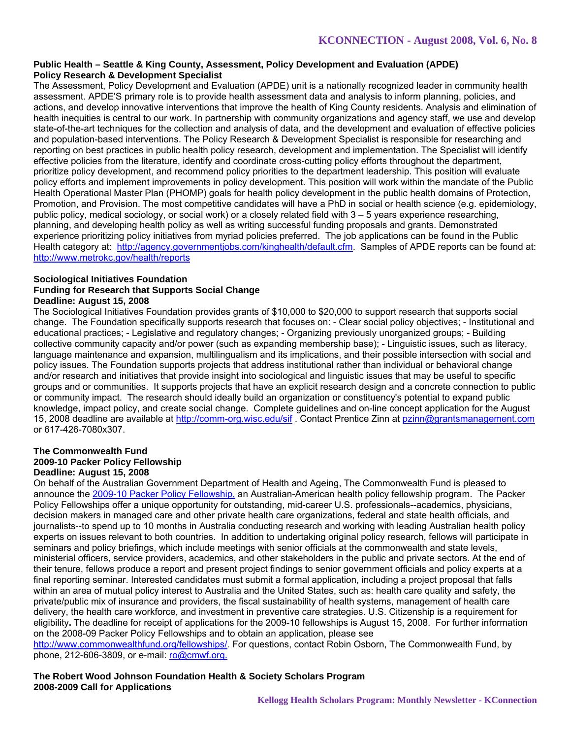**Public Health – Seattle & King County, Assessment, Policy Development and Evaluation (APDE)**
**Policy Research & Development Specialist**

The Assessment, Policy Development and Evaluation (APDE) unit is a nationally recognized leader in community health assessment. APDE'S primary role is to provide health assessment data and analysis to inform planning, policies, and actions, and develop innovative interventions that improve the health of King County residents. Analysis and elimination of health inequities is central to our work. In partnership with community organizations and agency staff, we use and develop state-of-the-art techniques for the collection and analysis of data, and the development and evaluation of effective policies and population-based interventions. The Policy Research & Development Specialist is responsible for researching and reporting on best practices in public health policy research, development and implementation. The Specialist will identify effective policies from the literature, identify and coordinate cross-cutting policy efforts throughout the department, prioritize policy development, and recommend policy priorities to the department leadership. This position will evaluate policy efforts and implement improvements in policy development. This position will work within the mandate of the Public Health Operational Master Plan (PHOMP) goals for health policy development in the public health domains of Protection, Promotion, and Provision. The most competitive candidates will have a PhD in social or health science (e.g. epidemiology, public policy, medical sociology, or social work) or a closely related field with 3 – 5 years experience researching, planning, and developing health policy as well as writing successful funding proposals and grants. Demonstrated experience prioritizing policy initiatives from myriad policies preferred. The job applications can be found in the Public Health category at: http://agency.governmentjobs.com/kinghealth/default.cfm. Samples of APDE reports can be found at: http://www.metrokc.gov/health/reports

**Sociological Initiatives Foundation**
**Funding for Research that Supports Social Change**
**Deadline: August 15, 2008**

The Sociological Initiatives Foundation provides grants of $10,000 to $20,000 to support research that supports social change. The Foundation specifically supports research that focuses on: - Clear social policy objectives; - Institutional and educational practices; - Legislative and regulatory changes; - Organizing previously unorganized groups; - Building collective community capacity and/or power (such as expanding membership base); - Linguistic issues, such as literacy, language maintenance and expansion, multilingualism and its implications, and their possible intersection with social and policy issues. The Foundation supports projects that address institutional rather than individual or behavioral change and/or research and initiatives that provide insight into sociological and linguistic issues that may be useful to specific groups and or communities. It supports projects that have an explicit research design and a concrete connection to public or community impact. The research should ideally build an organization or constituency's potential to expand public knowledge, impact policy, and create social change. Complete guidelines and on-line concept application for the August 15, 2008 deadline are available at http://comm-org.wisc.edu/sif . Contact Prentice Zinn at pzinn@grantsmanagement.com or 617-426-7080x307.

**The Commonwealth Fund**
**2009-10 Packer Policy Fellowship**
**Deadline: August 15, 2008**

On behalf of the Australian Government Department of Health and Ageing, The Commonwealth Fund is pleased to announce the 2009-10 Packer Policy Fellowship, an Australian-American health policy fellowship program. The Packer Policy Fellowships offer a unique opportunity for outstanding, mid-career U.S. professionals--academics, physicians, decision makers in managed care and other private health care organizations, federal and state health officials, and journalists--to spend up to 10 months in Australia conducting research and working with leading Australian health policy experts on issues relevant to both countries. In addition to undertaking original policy research, fellows will participate in seminars and policy briefings, which include meetings with senior officials at the commonwealth and state levels, ministerial officers, service providers, academics, and other stakeholders in the public and private sectors. At the end of their tenure, fellows produce a report and present project findings to senior government officials and policy experts at a final reporting seminar. Interested candidates must submit a formal application, including a project proposal that falls within an area of mutual policy interest to Australia and the United States, such as: health care quality and safety, the private/public mix of insurance and providers, the fiscal sustainability of health systems, management of health care delivery, the health care workforce, and investment in preventive care strategies. U.S. Citizenship is a requirement for eligibility**.** The deadline for receipt of applications for the 2009-10 fellowships is August 15, 2008. For further information on the 2008-09 Packer Policy Fellowships and to obtain an application, please see http://www.commonwealthfund.org/fellowships/. For questions, contact Robin Osborn, The Commonwealth Fund, by phone, 212-606-3809, or e-mail: ro@cmwf.org.

**The Robert Wood Johnson Foundation Health & Society Scholars Program**
**2008-2009 Call for Applications**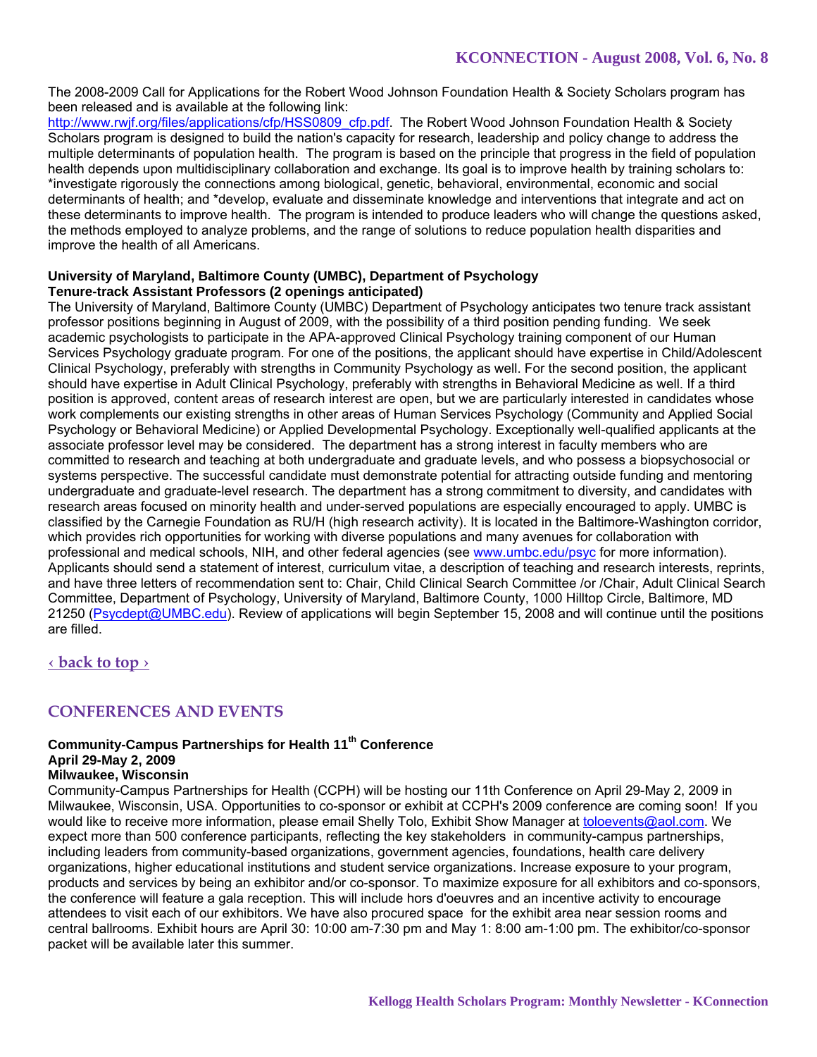The 2008-2009 Call for Applications for the Robert Wood Johnson Foundation Health & Society Scholars program has been released and is available at the following link: http://www.rwjf.org/files/applications/cfp/HSS0809_cfp.pdf. The Robert Wood Johnson Foundation Health & Society Scholars program is designed to build the nation's capacity for research, leadership and policy change to address the multiple determinants of population health. The program is based on the principle that progress in the field of population health depends upon multidisciplinary collaboration and exchange. Its goal is to improve health by training scholars to: *investigate rigorously the connections among biological, genetic, behavioral, environmental, economic and social determinants of health; and *develop, evaluate and disseminate knowledge and interventions that integrate and act on these determinants to improve health. The program is intended to produce leaders who will change the questions asked, the methods employed to analyze problems, and the range of solutions to reduce population health disparities and improve the health of all Americans.

**University of Maryland, Baltimore County (UMBC), Department of Psychology**
**Tenure-track Assistant Professors (2 openings anticipated)**

The University of Maryland, Baltimore County (UMBC) Department of Psychology anticipates two tenure track assistant professor positions beginning in August of 2009, with the possibility of a third position pending funding. We seek academic psychologists to participate in the APA-approved Clinical Psychology training component of our Human Services Psychology graduate program. For one of the positions, the applicant should have expertise in Child/Adolescent Clinical Psychology, preferably with strengths in Community Psychology as well. For the second position, the applicant should have expertise in Adult Clinical Psychology, preferably with strengths in Behavioral Medicine as well. If a third position is approved, content areas of research interest are open, but we are particularly interested in candidates whose work complements our existing strengths in other areas of Human Services Psychology (Community and Applied Social Psychology or Behavioral Medicine) or Applied Developmental Psychology. Exceptionally well-qualified applicants at the associate professor level may be considered. The department has a strong interest in faculty members who are committed to research and teaching at both undergraduate and graduate levels, and who possess a biopsychosocial or systems perspective. The successful candidate must demonstrate potential for attracting outside funding and mentoring undergraduate and graduate-level research. The department has a strong commitment to diversity, and candidates with research areas focused on minority health and under-served populations are especially encouraged to apply. UMBC is classified by the Carnegie Foundation as RU/H (high research activity). It is located in the Baltimore-Washington corridor, which provides rich opportunities for working with diverse populations and many avenues for collaboration with professional and medical schools, NIH, and other federal agencies (see www.umbc.edu/psyc for more information). Applicants should send a statement of interest, curriculum vitae, a description of teaching and research interests, reprints, and have three letters of recommendation sent to: Chair, Child Clinical Search Committee /or /Chair, Adult Clinical Search Committee, Department of Psychology, University of Maryland, Baltimore County, 1000 Hilltop Circle, Baltimore, MD 21250 (Psycdept@UMBC.edu). Review of applications will begin September 15, 2008 and will continue until the positions are filled.

‹ back to top ›

## CONFERENCES AND EVENTS

**Community-Campus Partnerships for Health 11th Conference**
**April 29-May 2, 2009**
**Milwaukee, Wisconsin**

Community-Campus Partnerships for Health (CCPH) will be hosting our 11th Conference on April 29-May 2, 2009 in Milwaukee, Wisconsin, USA. Opportunities to co-sponsor or exhibit at CCPH's 2009 conference are coming soon! If you would like to receive more information, please email Shelly Tolo, Exhibit Show Manager at toloevents@aol.com. We expect more than 500 conference participants, reflecting the key stakeholders in community-campus partnerships, including leaders from community-based organizations, government agencies, foundations, health care delivery organizations, higher educational institutions and student service organizations. Increase exposure to your program, products and services by being an exhibitor and/or co-sponsor. To maximize exposure for all exhibitors and co-sponsors, the conference will feature a gala reception. This will include hors d'oeuvres and an incentive activity to encourage attendees to visit each of our exhibitors. We have also procured space for the exhibit area near session rooms and central ballrooms. Exhibit hours are April 30: 10:00 am-7:30 pm and May 1: 8:00 am-1:00 pm. The exhibitor/co-sponsor packet will be available later this summer.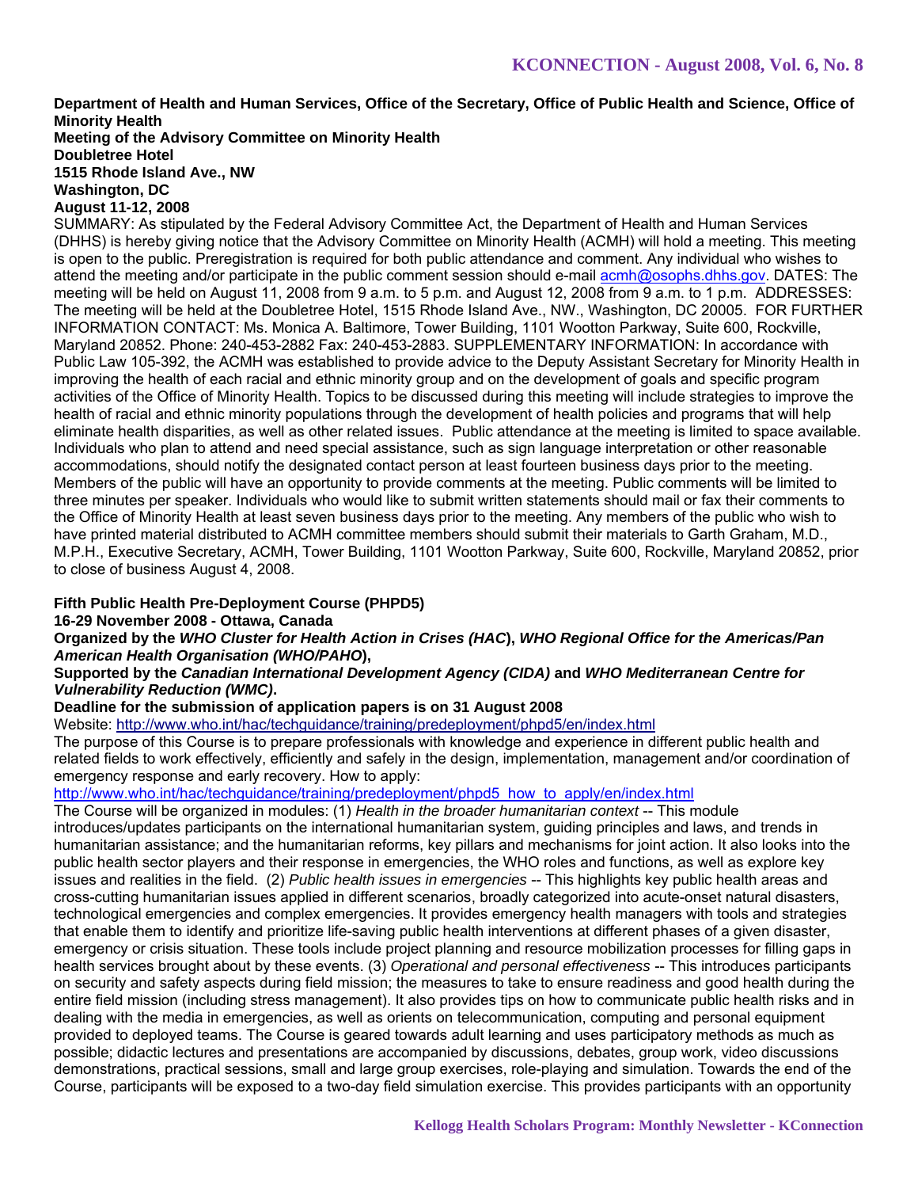**Department of Health and Human Services, Office of the Secretary, Office of Public Health and Science, Office of Minority Health**
**Meeting of the Advisory Committee on Minority Health**
**Doubletree Hotel**
**1515 Rhode Island Ave., NW**
**Washington, DC**
**August 11-12, 2008**

SUMMARY: As stipulated by the Federal Advisory Committee Act, the Department of Health and Human Services (DHHS) is hereby giving notice that the Advisory Committee on Minority Health (ACMH) will hold a meeting. This meeting is open to the public. Preregistration is required for both public attendance and comment. Any individual who wishes to attend the meeting and/or participate in the public comment session should e-mail acmh@osophs.dhhs.gov. DATES: The meeting will be held on August 11, 2008 from 9 a.m. to 5 p.m. and August 12, 2008 from 9 a.m. to 1 p.m. ADDRESSES: The meeting will be held at the Doubletree Hotel, 1515 Rhode Island Ave., NW., Washington, DC 20005. FOR FURTHER INFORMATION CONTACT: Ms. Monica A. Baltimore, Tower Building, 1101 Wootton Parkway, Suite 600, Rockville, Maryland 20852. Phone: 240-453-2882 Fax: 240-453-2883. SUPPLEMENTARY INFORMATION: In accordance with Public Law 105-392, the ACMH was established to provide advice to the Deputy Assistant Secretary for Minority Health in improving the health of each racial and ethnic minority group and on the development of goals and specific program activities of the Office of Minority Health. Topics to be discussed during this meeting will include strategies to improve the health of racial and ethnic minority populations through the development of health policies and programs that will help eliminate health disparities, as well as other related issues. Public attendance at the meeting is limited to space available. Individuals who plan to attend and need special assistance, such as sign language interpretation or other reasonable accommodations, should notify the designated contact person at least fourteen business days prior to the meeting. Members of the public will have an opportunity to provide comments at the meeting. Public comments will be limited to three minutes per speaker. Individuals who would like to submit written statements should mail or fax their comments to the Office of Minority Health at least seven business days prior to the meeting. Any members of the public who wish to have printed material distributed to ACMH committee members should submit their materials to Garth Graham, M.D., M.P.H., Executive Secretary, ACMH, Tower Building, 1101 Wootton Parkway, Suite 600, Rockville, Maryland 20852, prior to close of business August 4, 2008.

**Fifth Public Health Pre-Deployment Course (PHPD5)**
**16-29 November 2008 - Ottawa, Canada**
**Organized by the *WHO Cluster for Health Action in Crises (HAC*), *WHO Regional Office for the Americas/Pan American Health Organisation (WHO/PAHO*),**
**Supported by the *Canadian International Development Agency (CIDA)* and *WHO Mediterranean Centre for Vulnerability Reduction (WMC)*.**
**Deadline for the submission of application papers is on 31 August 2008**

Website: http://www.who.int/hac/techguidance/training/predeployment/phpd5/en/index.html

The purpose of this Course is to prepare professionals with knowledge and experience in different public health and related fields to work effectively, efficiently and safely in the design, implementation, management and/or coordination of emergency response and early recovery. How to apply:

http://www.who.int/hac/techguidance/training/predeployment/phpd5_how_to_apply/en/index.html

The Course will be organized in modules: (1) *Health in the broader humanitarian context* -- This module introduces/updates participants on the international humanitarian system, guiding principles and laws, and trends in humanitarian assistance; and the humanitarian reforms, key pillars and mechanisms for joint action. It also looks into the public health sector players and their response in emergencies, the WHO roles and functions, as well as explore key issues and realities in the field. (2) *Public health issues in emergencies* -- This highlights key public health areas and cross-cutting humanitarian issues applied in different scenarios, broadly categorized into acute-onset natural disasters, technological emergencies and complex emergencies. It provides emergency health managers with tools and strategies that enable them to identify and prioritize life-saving public health interventions at different phases of a given disaster, emergency or crisis situation. These tools include project planning and resource mobilization processes for filling gaps in health services brought about by these events. (3) *Operational and personal effectiveness* -- This introduces participants on security and safety aspects during field mission; the measures to take to ensure readiness and good health during the entire field mission (including stress management). It also provides tips on how to communicate public health risks and in dealing with the media in emergencies, as well as orients on telecommunication, computing and personal equipment provided to deployed teams. The Course is geared towards adult learning and uses participatory methods as much as possible; didactic lectures and presentations are accompanied by discussions, debates, group work, video discussions demonstrations, practical sessions, small and large group exercises, role-playing and simulation. Towards the end of the Course, participants will be exposed to a two-day field simulation exercise. This provides participants with an opportunity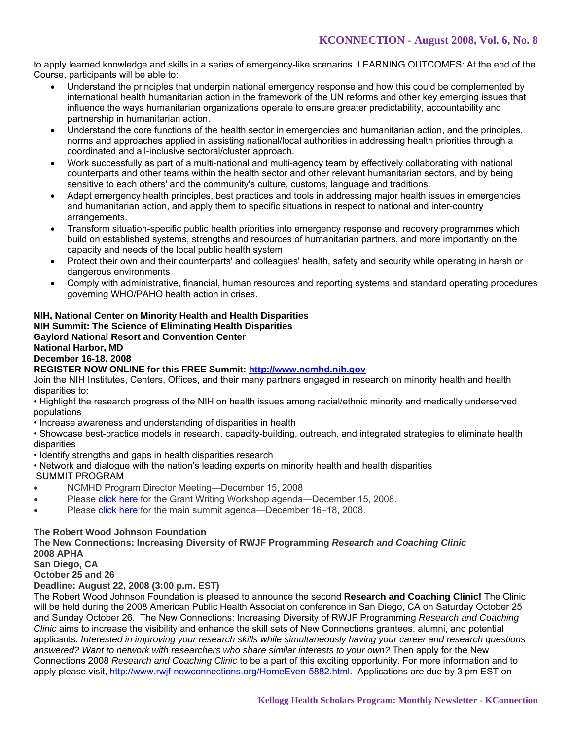to apply learned knowledge and skills in a series of emergency-like scenarios. LEARNING OUTCOMES: At the end of the Course, participants will be able to:

- Understand the principles that underpin national emergency response and how this could be complemented by international health humanitarian action in the framework of the UN reforms and other key emerging issues that influence the ways humanitarian organizations operate to ensure greater predictability, accountability and partnership in humanitarian action.
- Understand the core functions of the health sector in emergencies and humanitarian action, and the principles, norms and approaches applied in assisting national/local authorities in addressing health priorities through a coordinated and all-inclusive sectoral/cluster approach.
- Work successfully as part of a multi-national and multi-agency team by effectively collaborating with national counterparts and other teams within the health sector and other relevant humanitarian sectors, and by being sensitive to each others' and the community's culture, customs, language and traditions.
- Adapt emergency health principles, best practices and tools in addressing major health issues in emergencies and humanitarian action, and apply them to specific situations in respect to national and inter-country arrangements.
- Transform situation-specific public health priorities into emergency response and recovery programmes which build on established systems, strengths and resources of humanitarian partners, and more importantly on the capacity and needs of the local public health system
- Protect their own and their counterparts' and colleagues' health, safety and security while operating in harsh or dangerous environments
- Comply with administrative, financial, human resources and reporting systems and standard operating procedures governing WHO/PAHO health action in crises.

**NIH, National Center on Minority Health and Health Disparities**
**NIH Summit: The Science of Eliminating Health Disparities**
**Gaylord National Resort and Convention Center**
**National Harbor, MD**
**December 16-18, 2008**
**REGISTER NOW ONLINE for this FREE Summit: [http://www.ncmhd.nih.gov](http://www.ncmhd.nih.gov)**

Join the NIH Institutes, Centers, Offices, and their many partners engaged in research on minority health and health disparities to:

• Highlight the research progress of the NIH on health issues among racial/ethnic minority and medically underserved populations
• Increase awareness and understanding of disparities in health
• Showcase best-practice models in research, capacity-building, outreach, and integrated strategies to eliminate health disparities
• Identify strengths and gaps in health disparities research
• Network and dialogue with the nation's leading experts on minority health and health disparities

SUMMIT PROGRAM

- NCMHD Program Director Meeting—December 15, 2008
- Please click here for the Grant Writing Workshop agenda—December 15, 2008.
- Please click here for the main summit agenda—December 16–18, 2008.

**The Robert Wood Johnson Foundation**
**The New Connections: Increasing Diversity of RWJF Programming *Research and Coaching Clinic***
**2008 APHA**
**San Diego, CA**
**October 25 and 26**
**Deadline: August 22, 2008 (3:00 p.m. EST)**

The Robert Wood Johnson Foundation is pleased to announce the second **Research and Coaching Clinic!** The Clinic will be held during the 2008 American Public Health Association conference in San Diego, CA on Saturday October 25 and Sunday October 26. The New Connections: Increasing Diversity of RWJF Programming *Research and Coaching Clinic* aims to increase the visibility and enhance the skill sets of New Connections grantees, alumni, and potential applicants. *Interested in improving your research skills while simultaneously having your career and research questions answered? Want to network with researchers who share similar interests to your own?* Then apply for the New Connections 2008 *Research and Coaching Clinic* to be a part of this exciting opportunity. For more information and to apply please visit, [http://www.rwjf-newconnections.org/HomeEven-5882.html](http://www.rwjf-newconnections.org/HomeEven-5882.html). Applications are due by 3 pm EST on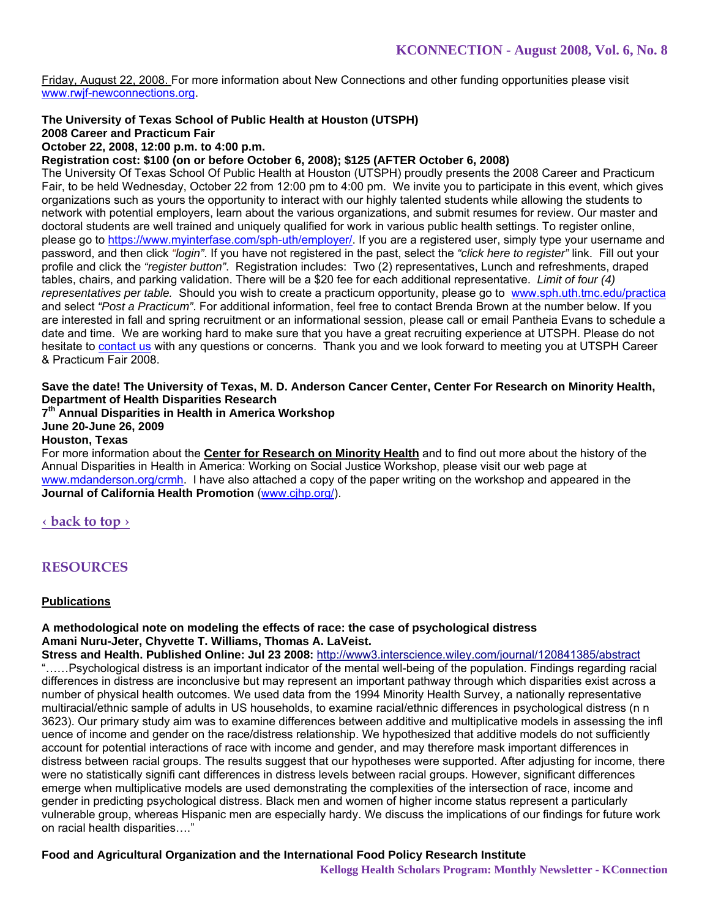Friday, August 22, 2008. For more information about New Connections and other funding opportunities please visit www.rwjf-newconnections.org.

**The University of Texas School of Public Health at Houston (UTSPH)**
**2008 Career and Practicum Fair**
**October 22, 2008, 12:00 p.m. to 4:00 p.m.**
**Registration cost: $100 (on or before October 6, 2008); $125 (AFTER October 6, 2008)**
The University Of Texas School Of Public Health at Houston (UTSPH) proudly presents the 2008 Career and Practicum Fair, to be held Wednesday, October 22 from 12:00 pm to 4:00 pm. We invite you to participate in this event, which gives organizations such as yours the opportunity to interact with our highly talented students while allowing the students to network with potential employers, learn about the various organizations, and submit resumes for review. Our master and doctoral students are well trained and uniquely qualified for work in various public health settings. To register online, please go to https://www.myinterfase.com/sph-uth/employer/. If you are a registered user, simply type your username and password, and then click *"login"*. If you have not registered in the past, select the *"click here to register"* link. Fill out your profile and click the *"register button"*. Registration includes: Two (2) representatives, Lunch and refreshments, draped tables, chairs, and parking validation. There will be a $20 fee for each additional representative. *Limit of four (4) representatives per table.* Should you wish to create a practicum opportunity, please go to www.sph.uth.tmc.edu/practica and select *"Post a Practicum"*. For additional information, feel free to contact Brenda Brown at the number below. If you are interested in fall and spring recruitment or an informational session, please call or email Pantheia Evans to schedule a date and time. We are working hard to make sure that you have a great recruiting experience at UTSPH. Please do not hesitate to contact us with any questions or concerns. Thank you and we look forward to meeting you at UTSPH Career & Practicum Fair 2008.

**Save the date! The University of Texas, M. D. Anderson Cancer Center, Center For Research on Minority Health, Department of Health Disparities Research**
**7th Annual Disparities in Health in America Workshop**
**June 20-June 26, 2009**
**Houston, Texas**
For more information about the **Center for Research on Minority Health** and to find out more about the history of the Annual Disparities in Health in America: Working on Social Justice Workshop, please visit our web page at www.mdanderson.org/crmh. I have also attached a copy of the paper writing on the workshop and appeared in the **Journal of California Health Promotion** (www.cjhp.org/).

‹ back to top ›

## RESOURCES

### Publications

**A methodological note on modeling the effects of race: the case of psychological distress**
**Amani Nuru-Jeter, Chyvette T. Williams, Thomas A. LaVeist.**
**Stress and Health. Published Online: Jul 23 2008:** http://www3.interscience.wiley.com/journal/120841385/abstract
"……Psychological distress is an important indicator of the mental well-being of the population. Findings regarding racial differences in distress are inconclusive but may represent an important pathway through which disparities exist across a number of physical health outcomes. We used data from the 1994 Minority Health Survey, a nationally representative multiracial/ethnic sample of adults in US households, to examine racial/ethnic differences in psychological distress (n n 3623). Our primary study aim was to examine differences between additive and multiplicative models in assessing the infl uence of income and gender on the race/distress relationship. We hypothesized that additive models do not sufficiently account for potential interactions of race with income and gender, and may therefore mask important differences in distress between racial groups. The results suggest that our hypotheses were supported. After adjusting for income, there were no statistically signifi cant differences in distress levels between racial groups. However, significant differences emerge when multiplicative models are used demonstrating the complexities of the intersection of race, income and gender in predicting psychological distress. Black men and women of higher income status represent a particularly vulnerable group, whereas Hispanic men are especially hardy. We discuss the implications of our findings for future work on racial health disparities…."

**Food and Agricultural Organization and the International Food Policy Research Institute**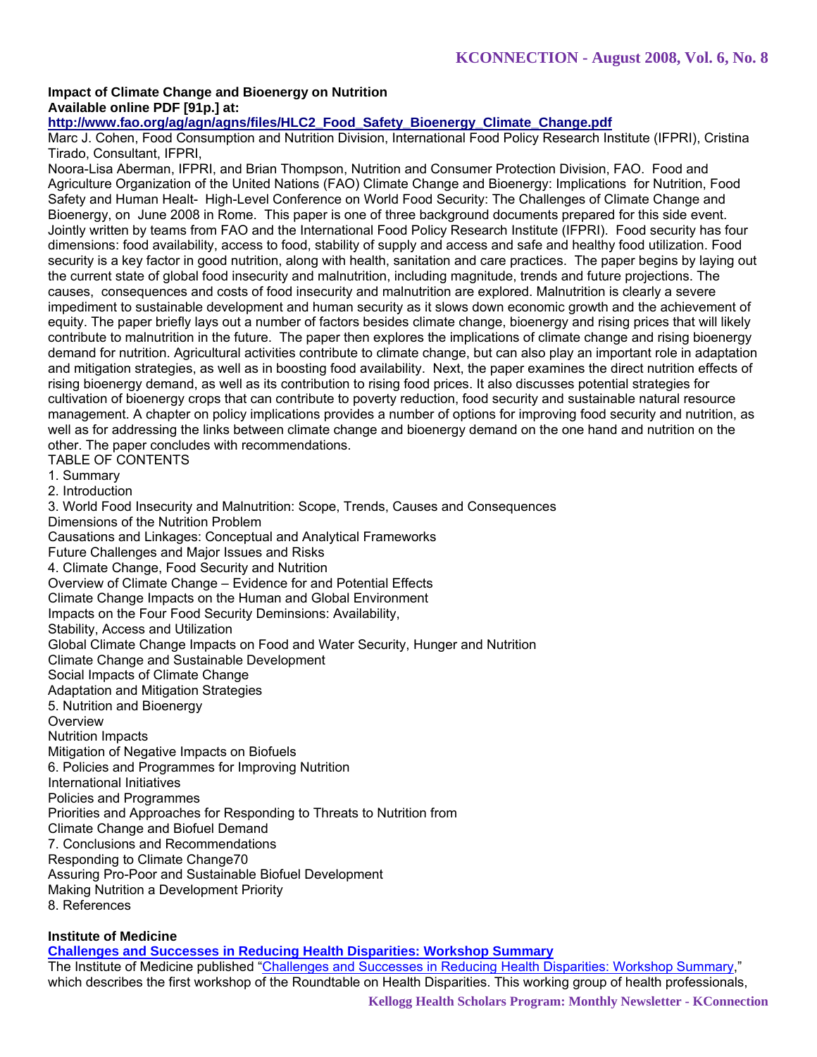**Impact of Climate Change and Bioenergy on Nutrition**
**Available online PDF [91p.] at:**
**http://www.fao.org/ag/agn/agns/files/HLC2_Food_Safety_Bioenergy_Climate_Change.pdf**

Marc J. Cohen, Food Consumption and Nutrition Division, International Food Policy Research Institute (IFPRI), Cristina Tirado, Consultant, IFPRI,

Noora-Lisa Aberman, IFPRI, and Brian Thompson, Nutrition and Consumer Protection Division, FAO. Food and Agriculture Organization of the United Nations (FAO) Climate Change and Bioenergy: Implications for Nutrition, Food Safety and Human Healt- High-Level Conference on World Food Security: The Challenges of Climate Change and Bioenergy, on June 2008 in Rome. This paper is one of three background documents prepared for this side event. Jointly written by teams from FAO and the International Food Policy Research Institute (IFPRI). Food security has four dimensions: food availability, access to food, stability of supply and access and safe and healthy food utilization. Food security is a key factor in good nutrition, along with health, sanitation and care practices. The paper begins by laying out the current state of global food insecurity and malnutrition, including magnitude, trends and future projections. The causes, consequences and costs of food insecurity and malnutrition are explored. Malnutrition is clearly a severe impediment to sustainable development and human security as it slows down economic growth and the achievement of equity. The paper briefly lays out a number of factors besides climate change, bioenergy and rising prices that will likely contribute to malnutrition in the future. The paper then explores the implications of climate change and rising bioenergy demand for nutrition. Agricultural activities contribute to climate change, but can also play an important role in adaptation and mitigation strategies, as well as in boosting food availability. Next, the paper examines the direct nutrition effects of rising bioenergy demand, as well as its contribution to rising food prices. It also discusses potential strategies for cultivation of bioenergy crops that can contribute to poverty reduction, food security and sustainable natural resource management. A chapter on policy implications provides a number of options for improving food security and nutrition, as well as for addressing the links between climate change and bioenergy demand on the one hand and nutrition on the other. The paper concludes with recommendations.

TABLE OF CONTENTS

1. Summary
2. Introduction
3. World Food Insecurity and Malnutrition: Scope, Trends, Causes and Consequences
Dimensions of the Nutrition Problem
Causations and Linkages: Conceptual and Analytical Frameworks
Future Challenges and Major Issues and Risks
4. Climate Change, Food Security and Nutrition
Overview of Climate Change – Evidence for and Potential Effects
Climate Change Impacts on the Human and Global Environment
Impacts on the Four Food Security Deminsions: Availability,
Stability, Access and Utilization
Global Climate Change Impacts on Food and Water Security, Hunger and Nutrition
Climate Change and Sustainable Development
Social Impacts of Climate Change
Adaptation and Mitigation Strategies
5. Nutrition and Bioenergy
Overview
Nutrition Impacts
Mitigation of Negative Impacts on Biofuels
6. Policies and Programmes for Improving Nutrition
International Initiatives
Policies and Programmes
Priorities and Approaches for Responding to Threats to Nutrition from
Climate Change and Biofuel Demand
7. Conclusions and Recommendations
Responding to Climate Change70
Assuring Pro-Poor and Sustainable Biofuel Development
Making Nutrition a Development Priority
8. References

**Institute of Medicine**
**Challenges and Successes in Reducing Health Disparities: Workshop Summary**

The Institute of Medicine published "Challenges and Successes in Reducing Health Disparities: Workshop Summary," which describes the first workshop of the Roundtable on Health Disparities. This working group of health professionals,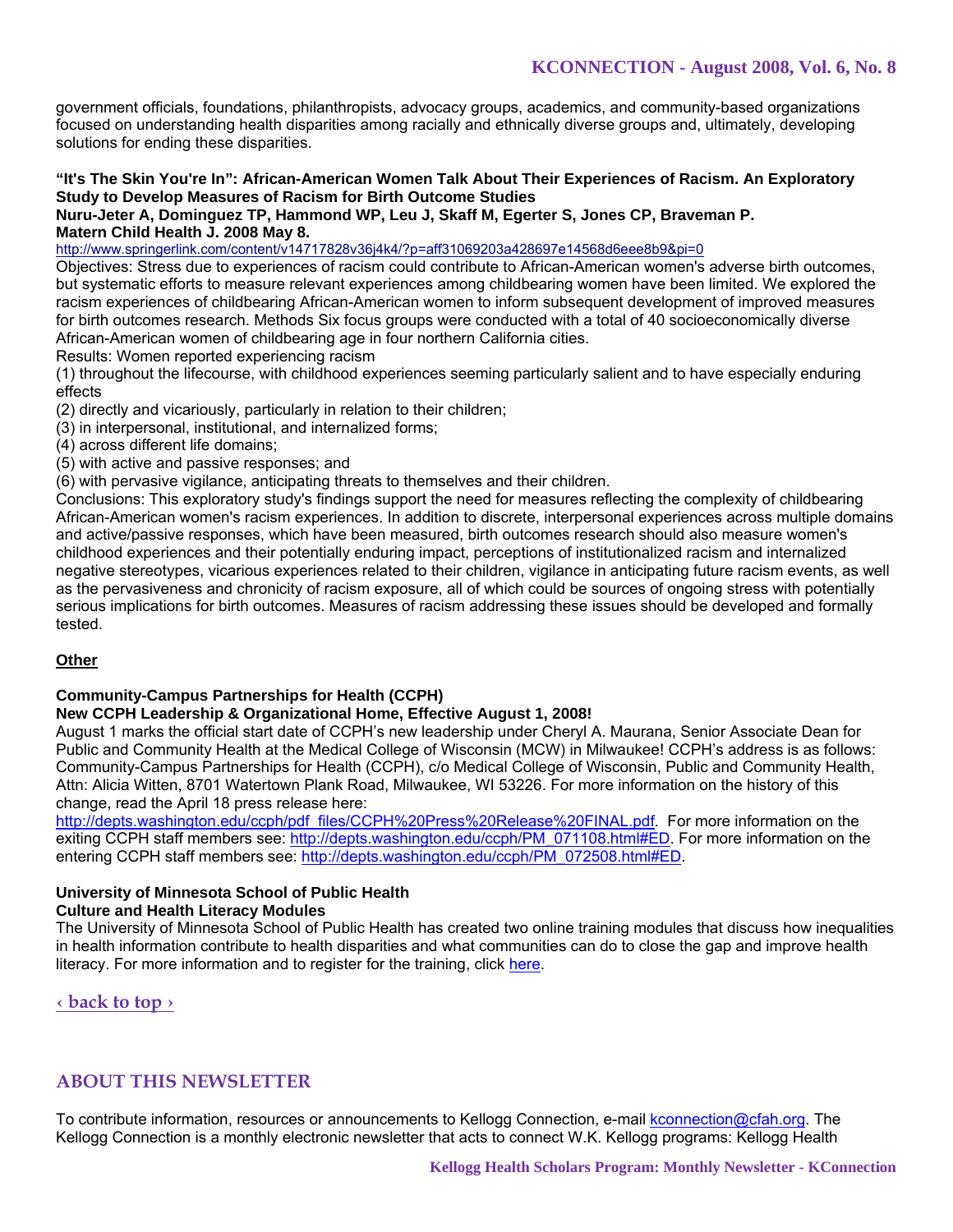government officials, foundations, philanthropists, advocacy groups, academics, and community-based organizations focused on understanding health disparities among racially and ethnically diverse groups and, ultimately, developing solutions for ending these disparities.

**"It's The Skin You're In": African-American Women Talk About Their Experiences of Racism. An Exploratory Study to Develop Measures of Racism for Birth Outcome Studies**
**Nuru-Jeter A, Dominguez TP, Hammond WP, Leu J, Skaff M, Egerter S, Jones CP, Braveman P.**
**Matern Child Health J. 2008 May 8.**
http://www.springerlink.com/content/v14717828v36j4k4/?p=aff31069203a428697e14568d6eee8b9&pi=0

Objectives: Stress due to experiences of racism could contribute to African-American women's adverse birth outcomes, but systematic efforts to measure relevant experiences among childbearing women have been limited. We explored the racism experiences of childbearing African-American women to inform subsequent development of improved measures for birth outcomes research. Methods Six focus groups were conducted with a total of 40 socioeconomically diverse African-American women of childbearing age in four northern California cities.

Results: Women reported experiencing racism

(1) throughout the lifecourse, with childhood experiences seeming particularly salient and to have especially enduring effects
(2) directly and vicariously, particularly in relation to their children;
(3) in interpersonal, institutional, and internalized forms;
(4) across different life domains;
(5) with active and passive responses; and
(6) with pervasive vigilance, anticipating threats to themselves and their children.

Conclusions: This exploratory study's findings support the need for measures reflecting the complexity of childbearing African-American women's racism experiences. In addition to discrete, interpersonal experiences across multiple domains and active/passive responses, which have been measured, birth outcomes research should also measure women's childhood experiences and their potentially enduring impact, perceptions of institutionalized racism and internalized negative stereotypes, vicarious experiences related to their children, vigilance in anticipating future racism events, as well as the pervasiveness and chronicity of racism exposure, all of which could be sources of ongoing stress with potentially serious implications for birth outcomes. Measures of racism addressing these issues should be developed and formally tested.

**Other**

**Community-Campus Partnerships for Health (CCPH)**
**New CCPH Leadership & Organizational Home, Effective August 1, 2008!**

August 1 marks the official start date of CCPH's new leadership under Cheryl A. Maurana, Senior Associate Dean for Public and Community Health at the Medical College of Wisconsin (MCW) in Milwaukee! CCPH's address is as follows: Community-Campus Partnerships for Health (CCPH), c/o Medical College of Wisconsin, Public and Community Health, Attn: Alicia Witten, 8701 Watertown Plank Road, Milwaukee, WI 53226. For more information on the history of this change, read the April 18 press release here: http://depts.washington.edu/ccph/pdf_files/CCPH%20Press%20Release%20FINAL.pdf. For more information on the exiting CCPH staff members see: http://depts.washington.edu/ccph/PM_071108.html#ED. For more information on the entering CCPH staff members see: http://depts.washington.edu/ccph/PM_072508.html#ED.

**University of Minnesota School of Public Health**
**Culture and Health Literacy Modules**

The University of Minnesota School of Public Health has created two online training modules that discuss how inequalities in health information contribute to health disparities and what communities can do to close the gap and improve health literacy. For more information and to register for the training, click here.

‹ back to top ›

## ABOUT THIS NEWSLETTER

To contribute information, resources or announcements to Kellogg Connection, e-mail kconnection@cfah.org. The Kellogg Connection is a monthly electronic newsletter that acts to connect W.K. Kellogg programs: Kellogg Health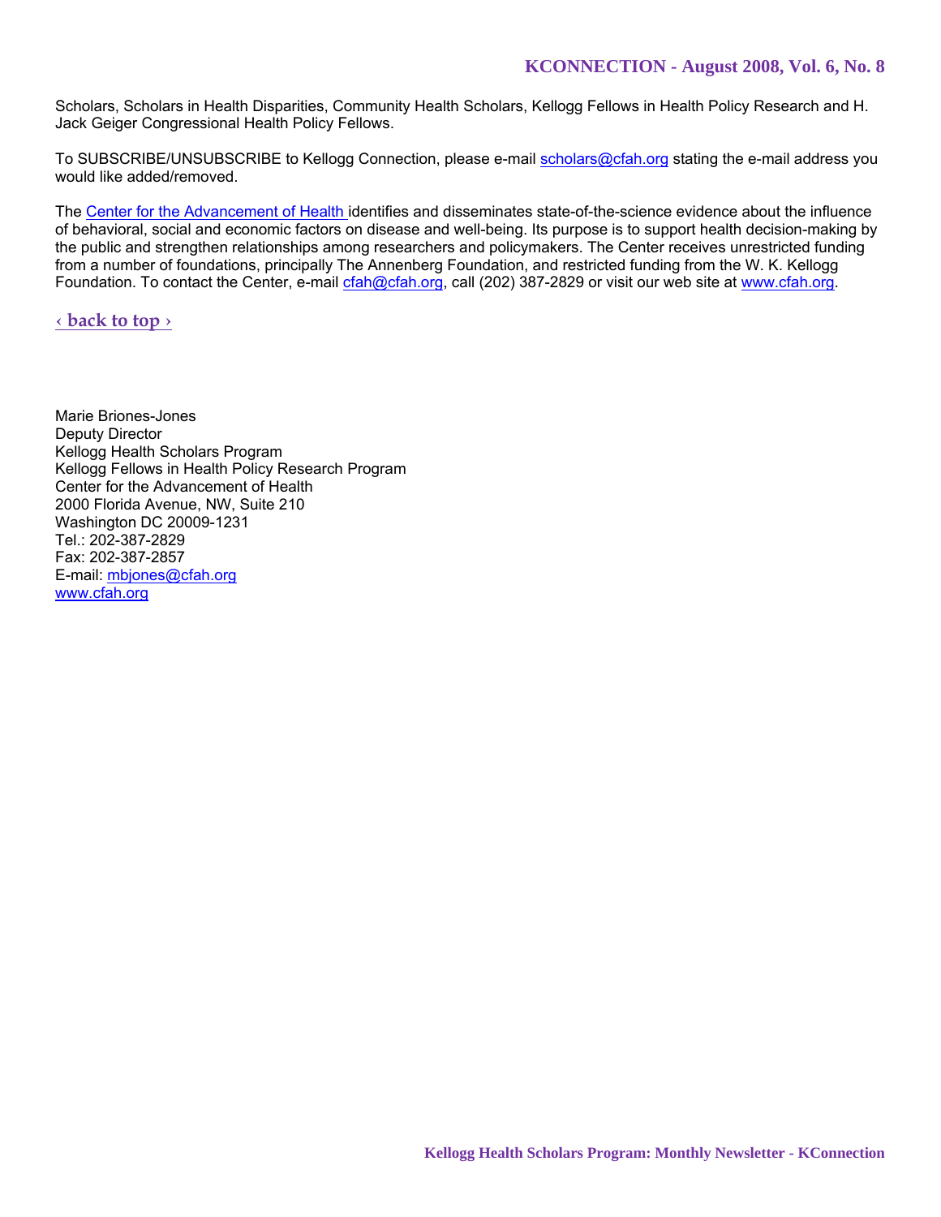Scholars, Scholars in Health Disparities, Community Health Scholars, Kellogg Fellows in Health Policy Research and H. Jack Geiger Congressional Health Policy Fellows.

To SUBSCRIBE/UNSUBSCRIBE to Kellogg Connection, please e-mail scholars@cfah.org stating the e-mail address you would like added/removed.

The Center for the Advancement of Health identifies and disseminates state-of-the-science evidence about the influence of behavioral, social and economic factors on disease and well-being. Its purpose is to support health decision-making by the public and strengthen relationships among researchers and policymakers. The Center receives unrestricted funding from a number of foundations, principally The Annenberg Foundation, and restricted funding from the W. K. Kellogg Foundation. To contact the Center, e-mail cfah@cfah.org, call (202) 387-2829 or visit our web site at www.cfah.org.

**‹ back to top ›**

Marie Briones-Jones
Deputy Director
Kellogg Health Scholars Program
Kellogg Fellows in Health Policy Research Program
Center for the Advancement of Health
2000 Florida Avenue, NW, Suite 210
Washington DC 20009-1231
Tel.: 202-387-2829
Fax: 202-387-2857
E-mail: mbjones@cfah.org
www.cfah.org